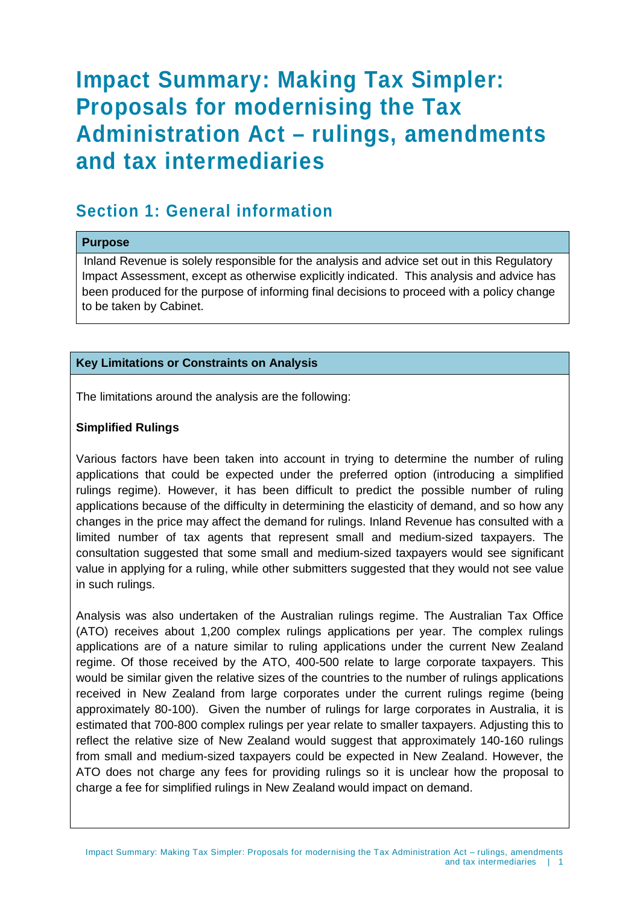# Impact Summary: Making Tax Simpler: Proposals for modernising the Tax Administration Act – rulings, amendments and tax intermediaries

## Section 1: General information

**Purpose**

Inland Revenue is solely responsible for the analysis and advice set out in this Regulatory Impact Assessment, except as otherwise explicitly indicated. This analysis and advice has been produced for the purpose of informing final decisions to proceed with a policy change to be taken by Cabinet.

**Key Limitations or Constraints on Analysis**

The limitations around the analysis are the following:

**Simplified Rulings**

Various factors have been taken into account in trying to determine the number of ruling applications that could be expected under the preferred option (introducing a simplified rulings regime). However, it has been difficult to predict the possible number of ruling applications because of the difficulty in determining the elasticity of demand, and so how any changes in the price may affect the demand for rulings. Inland Revenue has consulted with a limited number of tax agents that represent small and medium-sized taxpayers. The consultation suggested that some small and medium-sized taxpayers would see significant value in applying for a ruling, while other submitters suggested that they would not see value in such rulings.

Analysis was also undertaken of the Australian rulings regime. The Australian Tax Office (ATO) receives about 1,200 complex rulings applications per year. The complex rulings applications are of a nature similar to ruling applications under the current New Zealand regime. Of those received by the ATO, 400-500 relate to large corporate taxpayers. This would be similar given the relative sizes of the countries to the number of rulings applications received in New Zealand from large corporates under the current rulings regime (being approximately 80-100). Given the number of rulings for large corporates in Australia, it is estimated that 700-800 complex rulings per year relate to smaller taxpayers. Adjusting this to reflect the relative size of New Zealand would suggest that approximately 140-160 rulings from small and medium-sized taxpayers could be expected in New Zealand. However, the ATO does not charge any fees for providing rulings so it is unclear how the proposal to charge a fee for simplified rulings in New Zealand would impact on demand.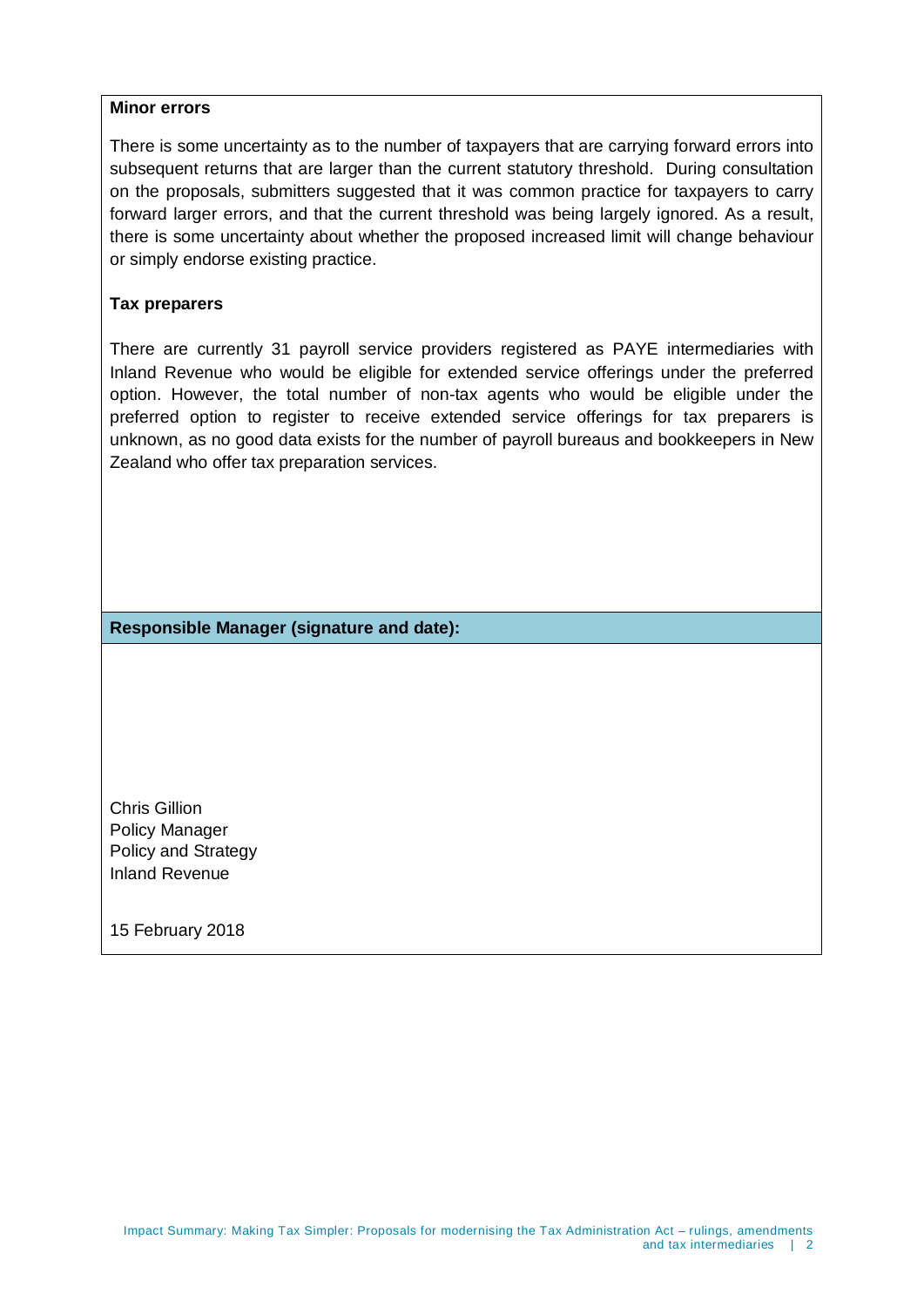**Minor errors**

There is some uncertainty as to the number of taxpayers that are carrying forward errors into subsequent returns that are larger than the current statutory threshold. During consultation on the proposals, submitters suggested that it was common practice for taxpayers to carry forward larger errors, and that the current threshold was being largely ignored. As a result, there is some uncertainty about whether the proposed increased limit will change behaviour or simply endorse existing practice.

**Tax preparers**

There are currently 31 payroll service providers registered as PAYE intermediaries with Inland Revenue who would be eligible for extended service offerings under the preferred option. However, the total number of non-tax agents who would be eligible under the preferred option to register to receive extended service offerings for tax preparers is unknown, as no good data exists for the number of payroll bureaus and bookkeepers in New Zealand who offer tax preparation services.

**Responsible Manager (signature and date):**

Chris Gillion
Policy Manager
Policy and Strategy
Inland Revenue

15 February 2018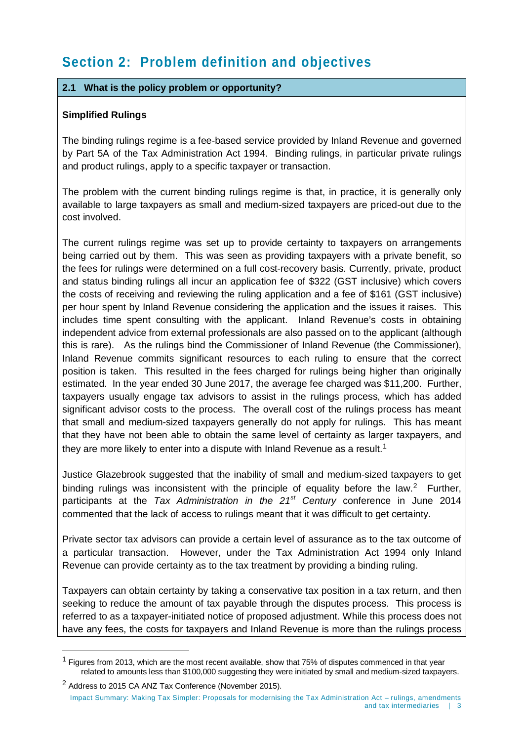# Section 2: Problem definition and objectives

## 2.1 What is the policy problem or opportunity?

**Simplified Rulings**

The binding rulings regime is a fee-based service provided by Inland Revenue and governed by Part 5A of the Tax Administration Act 1994. Binding rulings, in particular private rulings and product rulings, apply to a specific taxpayer or transaction.

The problem with the current binding rulings regime is that, in practice, it is generally only available to large taxpayers as small and medium-sized taxpayers are priced-out due to the cost involved.

The current rulings regime was set up to provide certainty to taxpayers on arrangements being carried out by them. This was seen as providing taxpayers with a private benefit, so the fees for rulings were determined on a full cost-recovery basis. Currently, private, product and status binding rulings all incur an application fee of $322 (GST inclusive) which covers the costs of receiving and reviewing the ruling application and a fee of $161 (GST inclusive) per hour spent by Inland Revenue considering the application and the issues it raises. This includes time spent consulting with the applicant. Inland Revenue's costs in obtaining independent advice from external professionals are also passed on to the applicant (although this is rare). As the rulings bind the Commissioner of Inland Revenue (the Commissioner), Inland Revenue commits significant resources to each ruling to ensure that the correct position is taken. This resulted in the fees charged for rulings being higher than originally estimated. In the year ended 30 June 2017, the average fee charged was $11,200. Further, taxpayers usually engage tax advisors to assist in the rulings process, which has added significant advisor costs to the process. The overall cost of the rulings process has meant that small and medium-sized taxpayers generally do not apply for rulings. This has meant that they have not been able to obtain the same level of certainty as larger taxpayers, and they are more likely to enter into a dispute with Inland Revenue as a result.[1]

Justice Glazebrook suggested that the inability of small and medium-sized taxpayers to get binding rulings was inconsistent with the principle of equality before the law.[2] Further, participants at the *Tax Administration in the 21st Century* conference in June 2014 commented that the lack of access to rulings meant that it was difficult to get certainty.

Private sector tax advisors can provide a certain level of assurance as to the tax outcome of a particular transaction. However, under the Tax Administration Act 1994 only Inland Revenue can provide certainty as to the tax treatment by providing a binding ruling.

Taxpayers can obtain certainty by taking a conservative tax position in a tax return, and then seeking to reduce the amount of tax payable through the disputes process. This process is referred to as a taxpayer-initiated notice of proposed adjustment. While this process does not have any fees, the costs for taxpayers and Inland Revenue is more than the rulings process

[1] Figures from 2013, which are the most recent available, show that 75% of disputes commenced in that year related to amounts less than $100,000 suggesting they were initiated by small and medium-sized taxpayers.

[2] Address to 2015 CA ANZ Tax Conference (November 2015).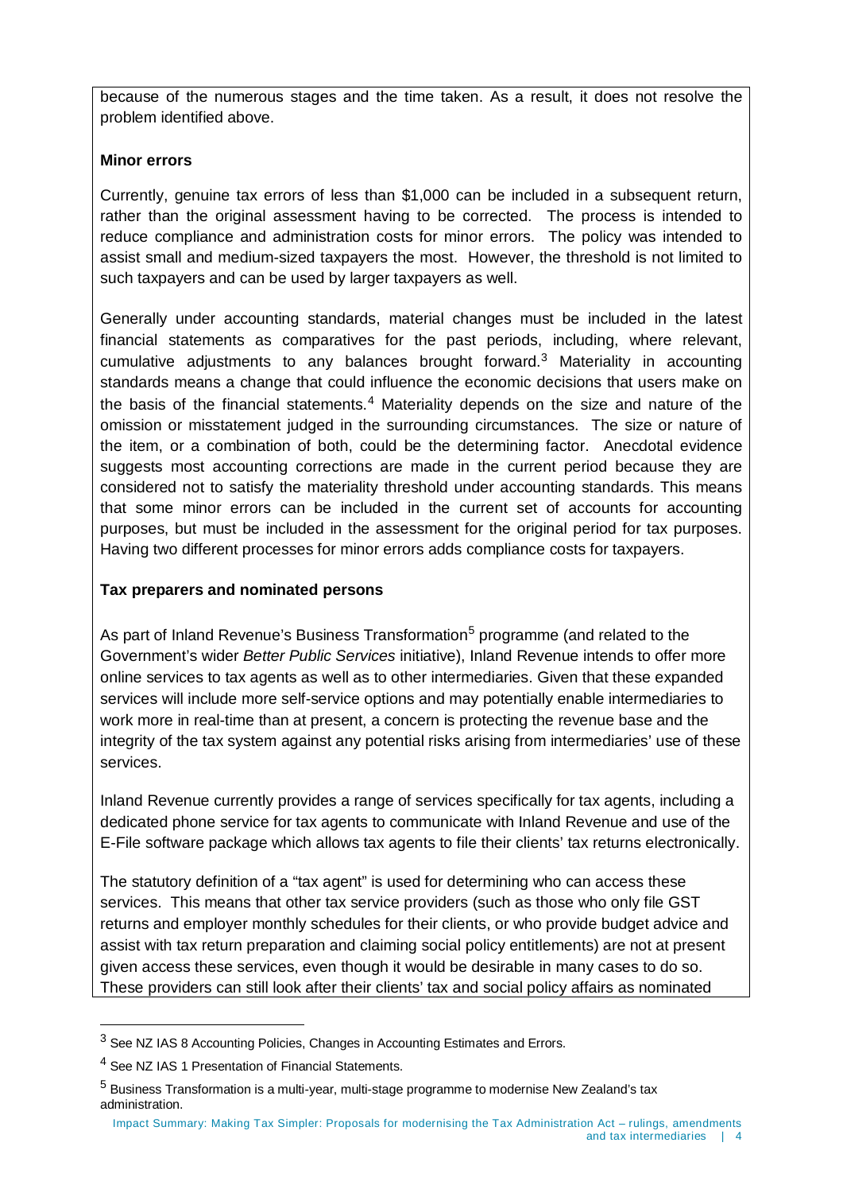because of the numerous stages and the time taken. As a result, it does not resolve the problem identified above.

**Minor errors**

Currently, genuine tax errors of less than $1,000 can be included in a subsequent return, rather than the original assessment having to be corrected. The process is intended to reduce compliance and administration costs for minor errors. The policy was intended to assist small and medium-sized taxpayers the most. However, the threshold is not limited to such taxpayers and can be used by larger taxpayers as well.

Generally under accounting standards, material changes must be included in the latest financial statements as comparatives for the past periods, including, where relevant, cumulative adjustments to any balances brought forward.[3] Materiality in accounting standards means a change that could influence the economic decisions that users make on the basis of the financial statements.[4] Materiality depends on the size and nature of the omission or misstatement judged in the surrounding circumstances. The size or nature of the item, or a combination of both, could be the determining factor. Anecdotal evidence suggests most accounting corrections are made in the current period because they are considered not to satisfy the materiality threshold under accounting standards. This means that some minor errors can be included in the current set of accounts for accounting purposes, but must be included in the assessment for the original period for tax purposes. Having two different processes for minor errors adds compliance costs for taxpayers.

**Tax preparers and nominated persons**

As part of Inland Revenue's Business Transformation[5] programme (and related to the Government's wider *Better Public Services* initiative), Inland Revenue intends to offer more online services to tax agents as well as to other intermediaries. Given that these expanded services will include more self-service options and may potentially enable intermediaries to work more in real-time than at present, a concern is protecting the revenue base and the integrity of the tax system against any potential risks arising from intermediaries' use of these services.

Inland Revenue currently provides a range of services specifically for tax agents, including a dedicated phone service for tax agents to communicate with Inland Revenue and use of the E-File software package which allows tax agents to file their clients' tax returns electronically.

The statutory definition of a "tax agent" is used for determining who can access these services. This means that other tax service providers (such as those who only file GST returns and employer monthly schedules for their clients, or who provide budget advice and assist with tax return preparation and claiming social policy entitlements) are not at present given access these services, even though it would be desirable in many cases to do so. These providers can still look after their clients' tax and social policy affairs as nominated

[3] See NZ IAS 8 Accounting Policies, Changes in Accounting Estimates and Errors.

[4] See NZ IAS 1 Presentation of Financial Statements.

[5] Business Transformation is a multi-year, multi-stage programme to modernise New Zealand's tax administration.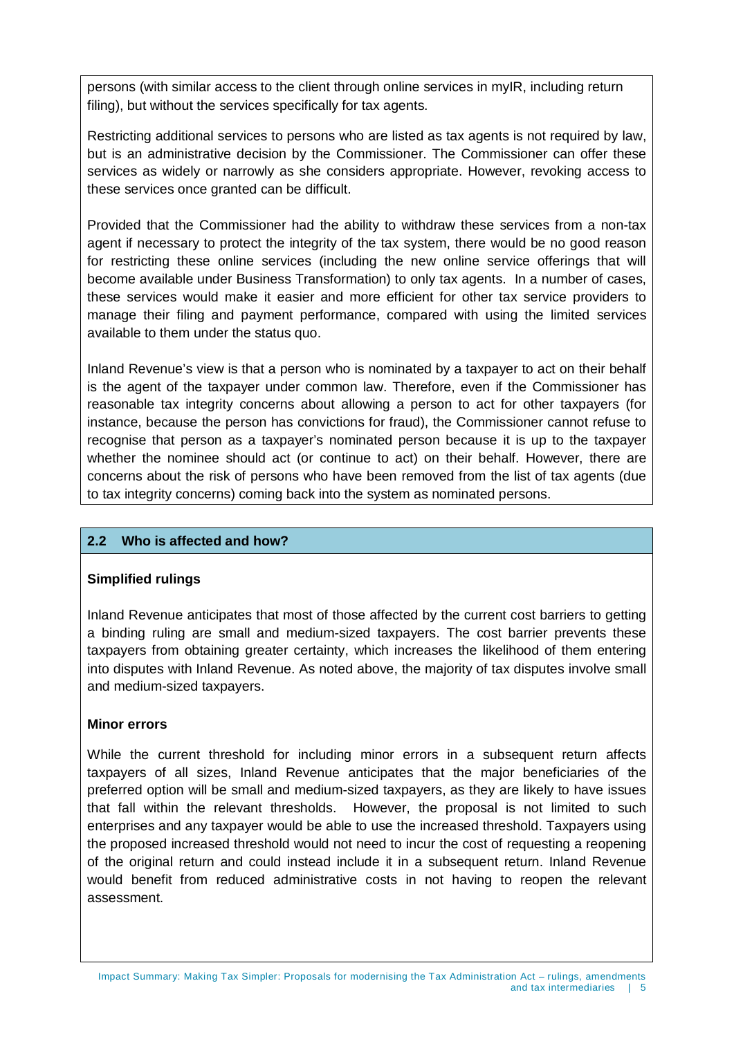persons (with similar access to the client through online services in myIR, including return filing), but without the services specifically for tax agents.

Restricting additional services to persons who are listed as tax agents is not required by law, but is an administrative decision by the Commissioner. The Commissioner can offer these services as widely or narrowly as she considers appropriate. However, revoking access to these services once granted can be difficult.

Provided that the Commissioner had the ability to withdraw these services from a non-tax agent if necessary to protect the integrity of the tax system, there would be no good reason for restricting these online services (including the new online service offerings that will become available under Business Transformation) to only tax agents. In a number of cases, these services would make it easier and more efficient for other tax service providers to manage their filing and payment performance, compared with using the limited services available to them under the status quo.

Inland Revenue's view is that a person who is nominated by a taxpayer to act on their behalf is the agent of the taxpayer under common law. Therefore, even if the Commissioner has reasonable tax integrity concerns about allowing a person to act for other taxpayers (for instance, because the person has convictions for fraud), the Commissioner cannot refuse to recognise that person as a taxpayer's nominated person because it is up to the taxpayer whether the nominee should act (or continue to act) on their behalf. However, there are concerns about the risk of persons who have been removed from the list of tax agents (due to tax integrity concerns) coming back into the system as nominated persons.

## 2.2 Who is affected and how?

**Simplified rulings**

Inland Revenue anticipates that most of those affected by the current cost barriers to getting a binding ruling are small and medium-sized taxpayers. The cost barrier prevents these taxpayers from obtaining greater certainty, which increases the likelihood of them entering into disputes with Inland Revenue. As noted above, the majority of tax disputes involve small and medium-sized taxpayers.

**Minor errors**

While the current threshold for including minor errors in a subsequent return affects taxpayers of all sizes, Inland Revenue anticipates that the major beneficiaries of the preferred option will be small and medium-sized taxpayers, as they are likely to have issues that fall within the relevant thresholds. However, the proposal is not limited to such enterprises and any taxpayer would be able to use the increased threshold. Taxpayers using the proposed increased threshold would not need to incur the cost of requesting a reopening of the original return and could instead include it in a subsequent return. Inland Revenue would benefit from reduced administrative costs in not having to reopen the relevant assessment.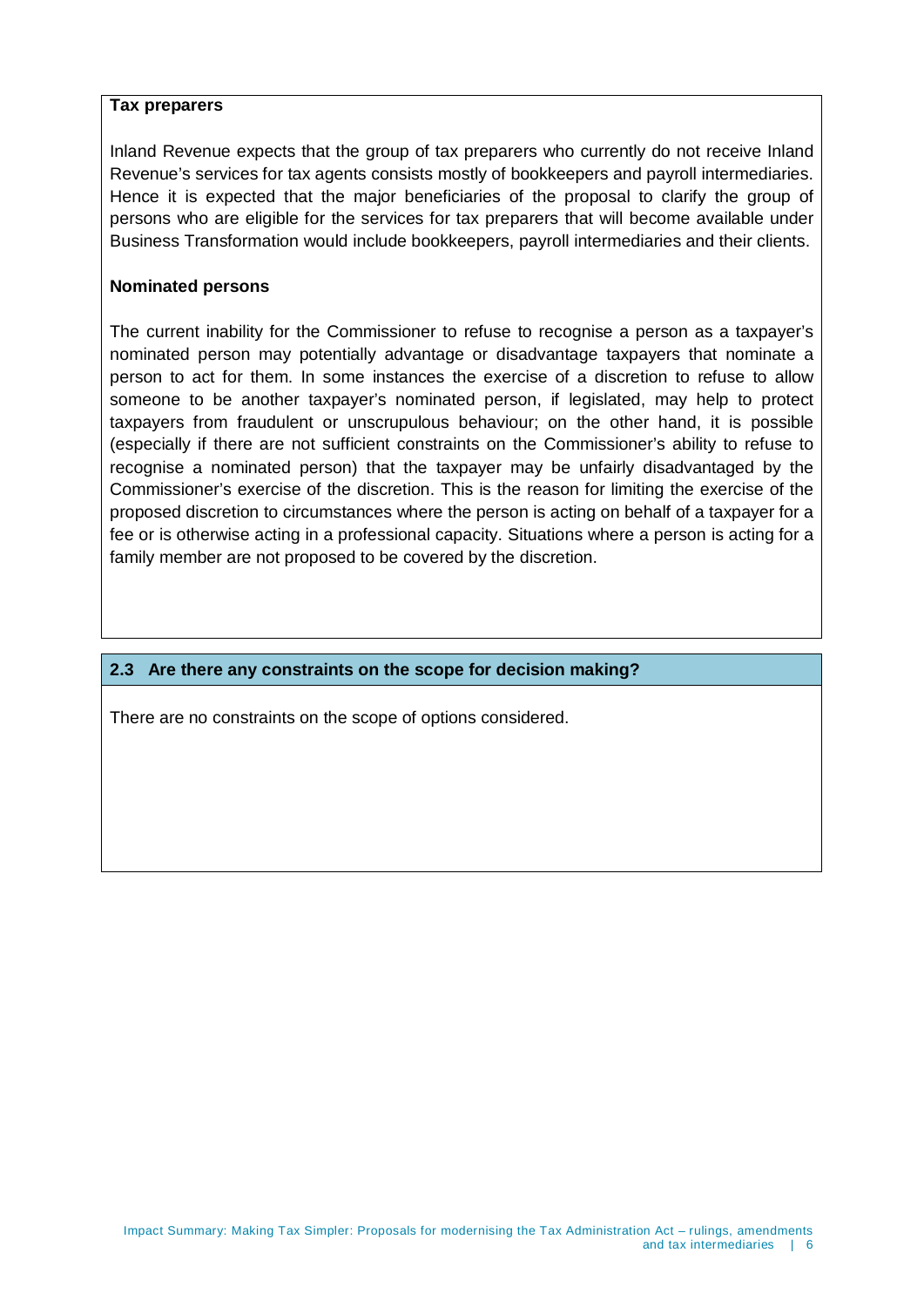**Tax preparers**

Inland Revenue expects that the group of tax preparers who currently do not receive Inland Revenue's services for tax agents consists mostly of bookkeepers and payroll intermediaries. Hence it is expected that the major beneficiaries of the proposal to clarify the group of persons who are eligible for the services for tax preparers that will become available under Business Transformation would include bookkeepers, payroll intermediaries and their clients.

**Nominated persons**

The current inability for the Commissioner to refuse to recognise a person as a taxpayer's nominated person may potentially advantage or disadvantage taxpayers that nominate a person to act for them. In some instances the exercise of a discretion to refuse to allow someone to be another taxpayer's nominated person, if legislated, may help to protect taxpayers from fraudulent or unscrupulous behaviour; on the other hand, it is possible (especially if there are not sufficient constraints on the Commissioner's ability to refuse to recognise a nominated person) that the taxpayer may be unfairly disadvantaged by the Commissioner's exercise of the discretion. This is the reason for limiting the exercise of the proposed discretion to circumstances where the person is acting on behalf of a taxpayer for a fee or is otherwise acting in a professional capacity. Situations where a person is acting for a family member are not proposed to be covered by the discretion.

### 2.3 Are there any constraints on the scope for decision making?

There are no constraints on the scope of options considered.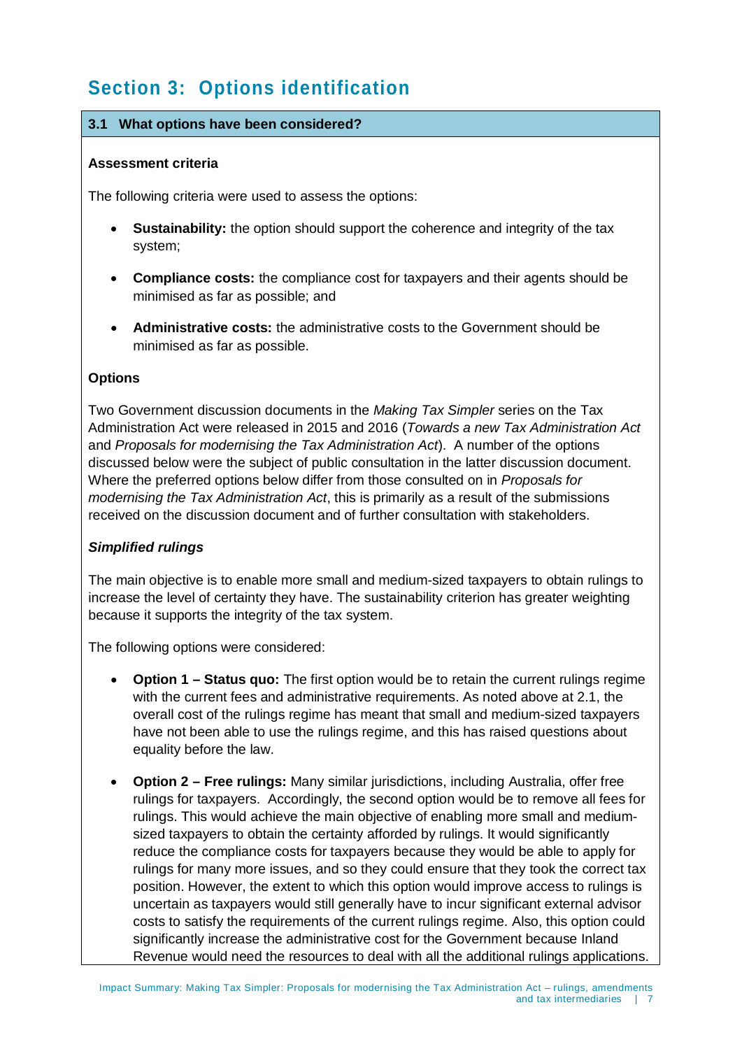# Section 3: Options identification

## 3.1 What options have been considered?

**Assessment criteria**

The following criteria were used to assess the options:

- **Sustainability:** the option should support the coherence and integrity of the tax system;
- **Compliance costs:** the compliance cost for taxpayers and their agents should be minimised as far as possible; and
- **Administrative costs:** the administrative costs to the Government should be minimised as far as possible.

**Options**

Two Government discussion documents in the *Making Tax Simpler* series on the Tax Administration Act were released in 2015 and 2016 (*Towards a new Tax Administration Act* and *Proposals for modernising the Tax Administration Act*). A number of the options discussed below were the subject of public consultation in the latter discussion document. Where the preferred options below differ from those consulted on in *Proposals for modernising the Tax Administration Act*, this is primarily as a result of the submissions received on the discussion document and of further consultation with stakeholders.

***Simplified rulings***

The main objective is to enable more small and medium-sized taxpayers to obtain rulings to increase the level of certainty they have. The sustainability criterion has greater weighting because it supports the integrity of the tax system.

The following options were considered:

- **Option 1 – Status quo:** The first option would be to retain the current rulings regime with the current fees and administrative requirements. As noted above at 2.1, the overall cost of the rulings regime has meant that small and medium-sized taxpayers have not been able to use the rulings regime, and this has raised questions about equality before the law.
- **Option 2 – Free rulings:** Many similar jurisdictions, including Australia, offer free rulings for taxpayers. Accordingly, the second option would be to remove all fees for rulings. This would achieve the main objective of enabling more small and medium-sized taxpayers to obtain the certainty afforded by rulings. It would significantly reduce the compliance costs for taxpayers because they would be able to apply for rulings for many more issues, and so they could ensure that they took the correct tax position. However, the extent to which this option would improve access to rulings is uncertain as taxpayers would still generally have to incur significant external advisor costs to satisfy the requirements of the current rulings regime. Also, this option could significantly increase the administrative cost for the Government because Inland Revenue would need the resources to deal with all the additional rulings applications.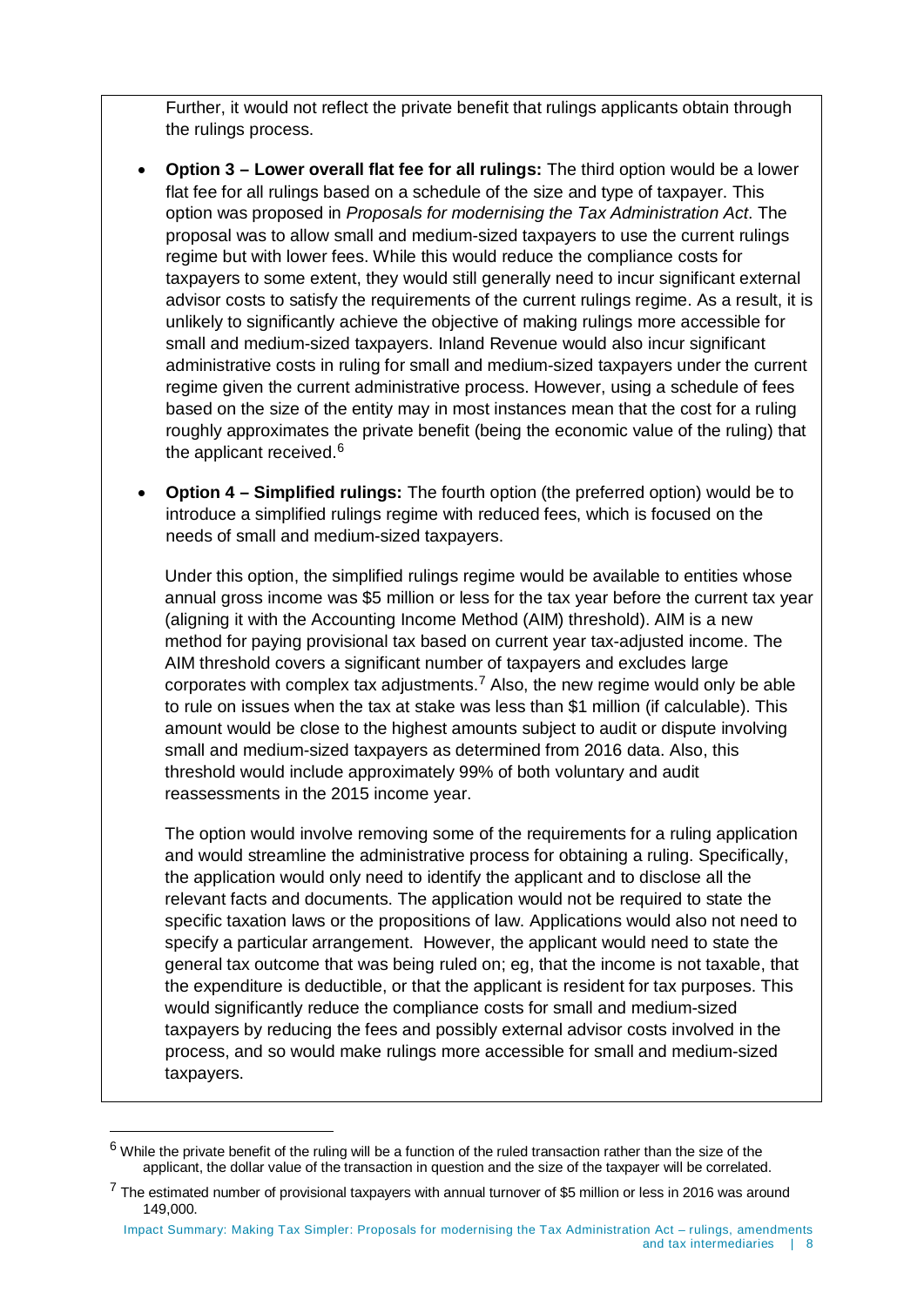Further, it would not reflect the private benefit that rulings applicants obtain through the rulings process.

- **Option 3 – Lower overall flat fee for all rulings:** The third option would be a lower flat fee for all rulings based on a schedule of the size and type of taxpayer. This option was proposed in *Proposals for modernising the Tax Administration Act*. The proposal was to allow small and medium-sized taxpayers to use the current rulings regime but with lower fees. While this would reduce the compliance costs for taxpayers to some extent, they would still generally need to incur significant external advisor costs to satisfy the requirements of the current rulings regime. As a result, it is unlikely to significantly achieve the objective of making rulings more accessible for small and medium-sized taxpayers. Inland Revenue would also incur significant administrative costs in ruling for small and medium-sized taxpayers under the current regime given the current administrative process. However, using a schedule of fees based on the size of the entity may in most instances mean that the cost for a ruling roughly approximates the private benefit (being the economic value of the ruling) that the applicant received.[6]

- **Option 4 – Simplified rulings:** The fourth option (the preferred option) would be to introduce a simplified rulings regime with reduced fees, which is focused on the needs of small and medium-sized taxpayers.

  Under this option, the simplified rulings regime would be available to entities whose annual gross income was $5 million or less for the tax year before the current tax year (aligning it with the Accounting Income Method (AIM) threshold). AIM is a new method for paying provisional tax based on current year tax-adjusted income. The AIM threshold covers a significant number of taxpayers and excludes large corporates with complex tax adjustments.[7] Also, the new regime would only be able to rule on issues when the tax at stake was less than $1 million (if calculable). This amount would be close to the highest amounts subject to audit or dispute involving small and medium-sized taxpayers as determined from 2016 data. Also, this threshold would include approximately 99% of both voluntary and audit reassessments in the 2015 income year.

  The option would involve removing some of the requirements for a ruling application and would streamline the administrative process for obtaining a ruling. Specifically, the application would only need to identify the applicant and to disclose all the relevant facts and documents. The application would not be required to state the specific taxation laws or the propositions of law. Applications would also not need to specify a particular arrangement. However, the applicant would need to state the general tax outcome that was being ruled on; eg, that the income is not taxable, that the expenditure is deductible, or that the applicant is resident for tax purposes. This would significantly reduce the compliance costs for small and medium-sized taxpayers by reducing the fees and possibly external advisor costs involved in the process, and so would make rulings more accessible for small and medium-sized taxpayers.

---

[6] While the private benefit of the ruling will be a function of the ruled transaction rather than the size of the applicant, the dollar value of the transaction in question and the size of the taxpayer will be correlated.

[7] The estimated number of provisional taxpayers with annual turnover of $5 million or less in 2016 was around 149,000.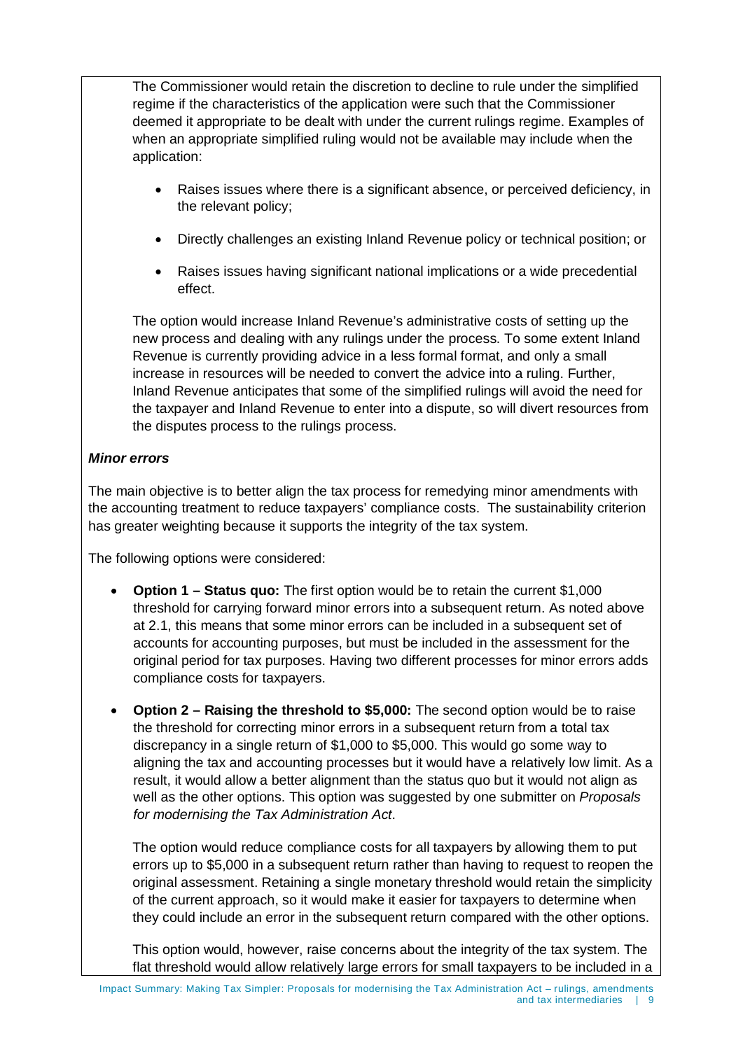The Commissioner would retain the discretion to decline to rule under the simplified regime if the characteristics of the application were such that the Commissioner deemed it appropriate to be dealt with under the current rulings regime. Examples of when an appropriate simplified ruling would not be available may include when the application:

- Raises issues where there is a significant absence, or perceived deficiency, in the relevant policy;
- Directly challenges an existing Inland Revenue policy or technical position; or
- Raises issues having significant national implications or a wide precedential effect.

The option would increase Inland Revenue's administrative costs of setting up the new process and dealing with any rulings under the process. To some extent Inland Revenue is currently providing advice in a less formal format, and only a small increase in resources will be needed to convert the advice into a ruling. Further, Inland Revenue anticipates that some of the simplified rulings will avoid the need for the taxpayer and Inland Revenue to enter into a dispute, so will divert resources from the disputes process to the rulings process.

***Minor errors***

The main objective is to better align the tax process for remedying minor amendments with the accounting treatment to reduce taxpayers' compliance costs. The sustainability criterion has greater weighting because it supports the integrity of the tax system.

The following options were considered:

- **Option 1 – Status quo:** The first option would be to retain the current $1,000 threshold for carrying forward minor errors into a subsequent return. As noted above at 2.1, this means that some minor errors can be included in a subsequent set of accounts for accounting purposes, but must be included in the assessment for the original period for tax purposes. Having two different processes for minor errors adds compliance costs for taxpayers.

- **Option 2 – Raising the threshold to $5,000:** The second option would be to raise the threshold for correcting minor errors in a subsequent return from a total tax discrepancy in a single return of $1,000 to $5,000. This would go some way to aligning the tax and accounting processes but it would have a relatively low limit. As a result, it would allow a better alignment than the status quo but it would not align as well as the other options. This option was suggested by one submitter on *Proposals for modernising the Tax Administration Act*.

  The option would reduce compliance costs for all taxpayers by allowing them to put errors up to $5,000 in a subsequent return rather than having to request to reopen the original assessment. Retaining a single monetary threshold would retain the simplicity of the current approach, so it would make it easier for taxpayers to determine when they could include an error in the subsequent return compared with the other options.

  This option would, however, raise concerns about the integrity of the tax system. The flat threshold would allow relatively large errors for small taxpayers to be included in a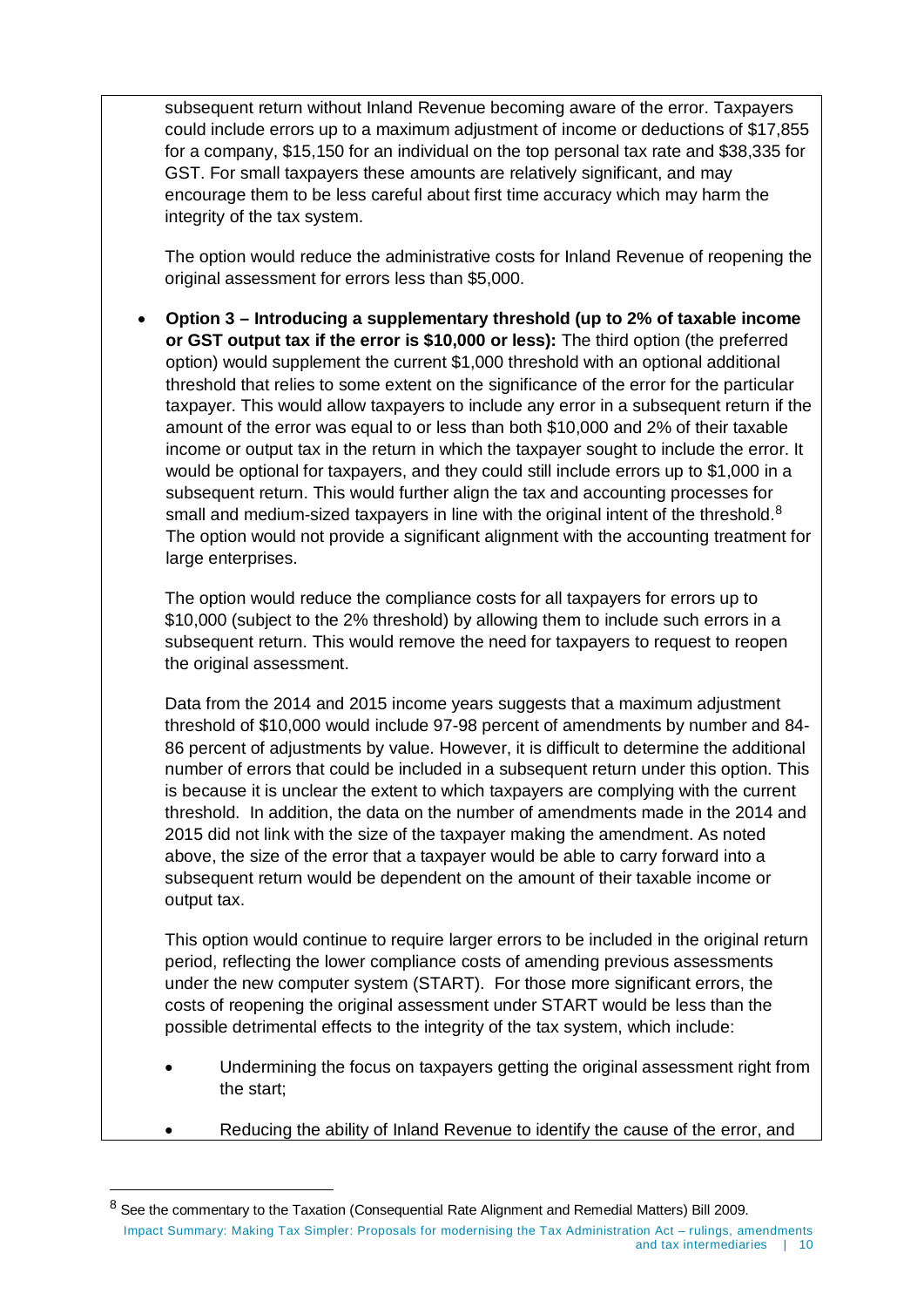subsequent return without Inland Revenue becoming aware of the error. Taxpayers could include errors up to a maximum adjustment of income or deductions of $17,855 for a company, $15,150 for an individual on the top personal tax rate and $38,335 for GST. For small taxpayers these amounts are relatively significant, and may encourage them to be less careful about first time accuracy which may harm the integrity of the tax system.

The option would reduce the administrative costs for Inland Revenue of reopening the original assessment for errors less than $5,000.

- **Option 3 – Introducing a supplementary threshold (up to 2% of taxable income or GST output tax if the error is $10,000 or less):** The third option (the preferred option) would supplement the current $1,000 threshold with an optional additional threshold that relies to some extent on the significance of the error for the particular taxpayer. This would allow taxpayers to include any error in a subsequent return if the amount of the error was equal to or less than both $10,000 and 2% of their taxable income or output tax in the return in which the taxpayer sought to include the error. It would be optional for taxpayers, and they could still include errors up to $1,000 in a subsequent return. This would further align the tax and accounting processes for small and medium-sized taxpayers in line with the original intent of the threshold.[8] The option would not provide a significant alignment with the accounting treatment for large enterprises.

  The option would reduce the compliance costs for all taxpayers for errors up to $10,000 (subject to the 2% threshold) by allowing them to include such errors in a subsequent return. This would remove the need for taxpayers to request to reopen the original assessment.

  Data from the 2014 and 2015 income years suggests that a maximum adjustment threshold of $10,000 would include 97-98 percent of amendments by number and 84-86 percent of adjustments by value. However, it is difficult to determine the additional number of errors that could be included in a subsequent return under this option. This is because it is unclear the extent to which taxpayers are complying with the current threshold. In addition, the data on the number of amendments made in the 2014 and 2015 did not link with the size of the taxpayer making the amendment. As noted above, the size of the error that a taxpayer would be able to carry forward into a subsequent return would be dependent on the amount of their taxable income or output tax.

  This option would continue to require larger errors to be included in the original return period, reflecting the lower compliance costs of amending previous assessments under the new computer system (START). For those more significant errors, the costs of reopening the original assessment under START would be less than the possible detrimental effects to the integrity of the tax system, which include:

  - Undermining the focus on taxpayers getting the original assessment right from the start;
  - Reducing the ability of Inland Revenue to identify the cause of the error, and

[8] See the commentary to the Taxation (Consequential Rate Alignment and Remedial Matters) Bill 2009.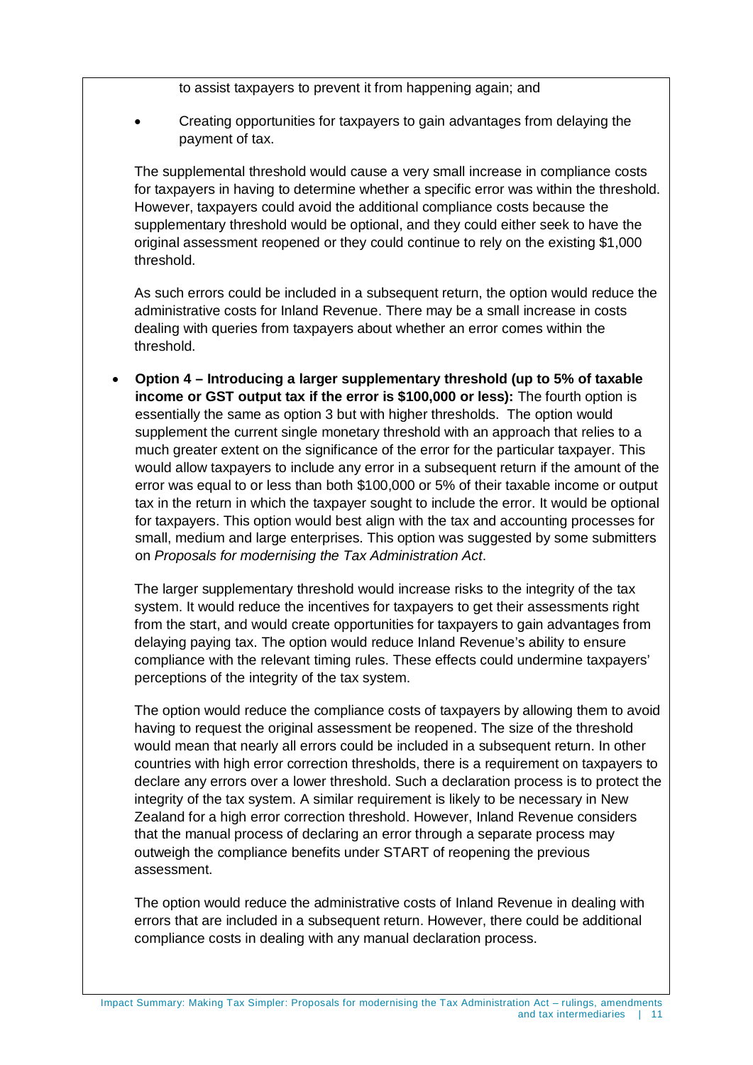to assist taxpayers to prevent it from happening again; and

- Creating opportunities for taxpayers to gain advantages from delaying the payment of tax.

The supplemental threshold would cause a very small increase in compliance costs for taxpayers in having to determine whether a specific error was within the threshold. However, taxpayers could avoid the additional compliance costs because the supplementary threshold would be optional, and they could either seek to have the original assessment reopened or they could continue to rely on the existing $1,000 threshold.

As such errors could be included in a subsequent return, the option would reduce the administrative costs for Inland Revenue. There may be a small increase in costs dealing with queries from taxpayers about whether an error comes within the threshold.

- **Option 4 – Introducing a larger supplementary threshold (up to 5% of taxable income or GST output tax if the error is $100,000 or less):** The fourth option is essentially the same as option 3 but with higher thresholds. The option would supplement the current single monetary threshold with an approach that relies to a much greater extent on the significance of the error for the particular taxpayer. This would allow taxpayers to include any error in a subsequent return if the amount of the error was equal to or less than both $100,000 or 5% of their taxable income or output tax in the return in which the taxpayer sought to include the error. It would be optional for taxpayers. This option would best align with the tax and accounting processes for small, medium and large enterprises. This option was suggested by some submitters on *Proposals for modernising the Tax Administration Act*.

  The larger supplementary threshold would increase risks to the integrity of the tax system. It would reduce the incentives for taxpayers to get their assessments right from the start, and would create opportunities for taxpayers to gain advantages from delaying paying tax. The option would reduce Inland Revenue's ability to ensure compliance with the relevant timing rules. These effects could undermine taxpayers' perceptions of the integrity of the tax system.

  The option would reduce the compliance costs of taxpayers by allowing them to avoid having to request the original assessment be reopened. The size of the threshold would mean that nearly all errors could be included in a subsequent return. In other countries with high error correction thresholds, there is a requirement on taxpayers to declare any errors over a lower threshold. Such a declaration process is to protect the integrity of the tax system. A similar requirement is likely to be necessary in New Zealand for a high error correction threshold. However, Inland Revenue considers that the manual process of declaring an error through a separate process may outweigh the compliance benefits under START of reopening the previous assessment.

  The option would reduce the administrative costs of Inland Revenue in dealing with errors that are included in a subsequent return. However, there could be additional compliance costs in dealing with any manual declaration process.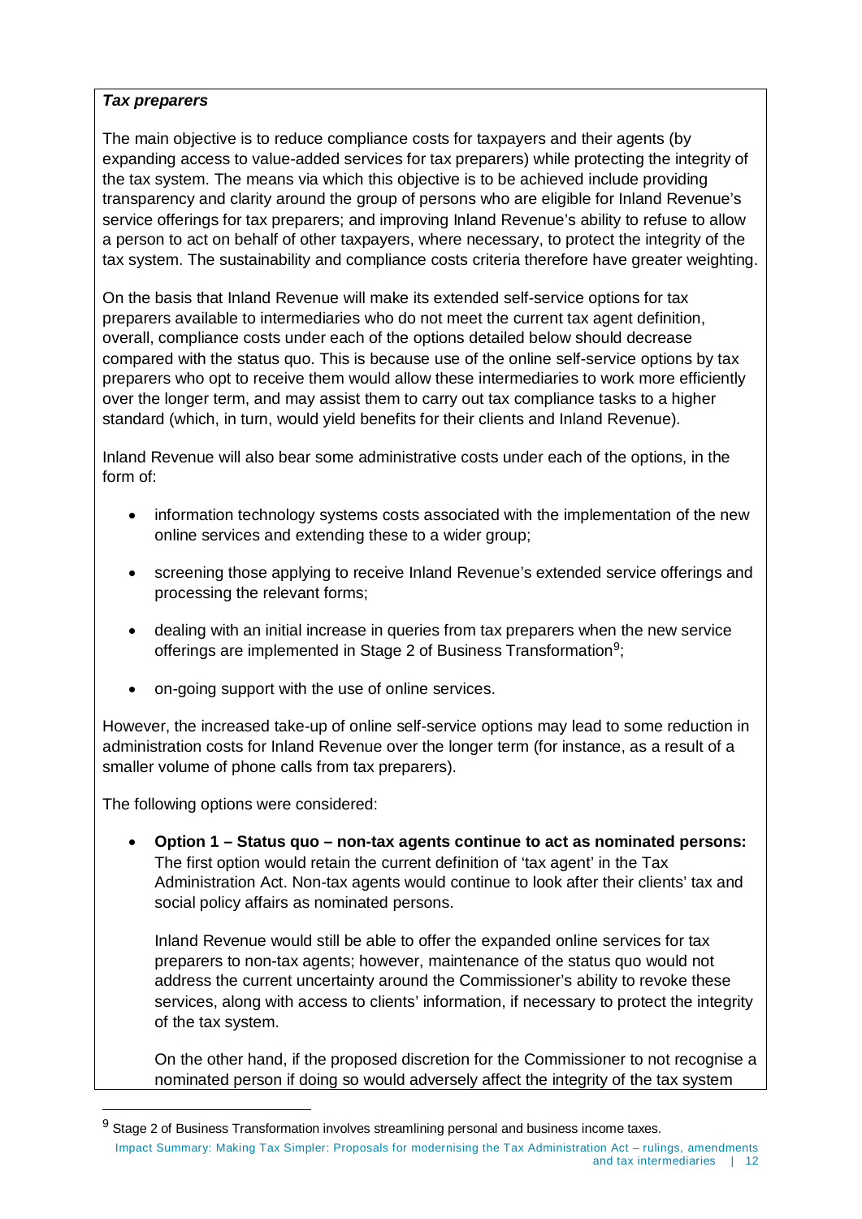***Tax preparers***

The main objective is to reduce compliance costs for taxpayers and their agents (by expanding access to value-added services for tax preparers) while protecting the integrity of the tax system. The means via which this objective is to be achieved include providing transparency and clarity around the group of persons who are eligible for Inland Revenue's service offerings for tax preparers; and improving Inland Revenue's ability to refuse to allow a person to act on behalf of other taxpayers, where necessary, to protect the integrity of the tax system. The sustainability and compliance costs criteria therefore have greater weighting.

On the basis that Inland Revenue will make its extended self-service options for tax preparers available to intermediaries who do not meet the current tax agent definition, overall, compliance costs under each of the options detailed below should decrease compared with the status quo. This is because use of the online self-service options by tax preparers who opt to receive them would allow these intermediaries to work more efficiently over the longer term, and may assist them to carry out tax compliance tasks to a higher standard (which, in turn, would yield benefits for their clients and Inland Revenue).

Inland Revenue will also bear some administrative costs under each of the options, in the form of:

- information technology systems costs associated with the implementation of the new online services and extending these to a wider group;
- screening those applying to receive Inland Revenue's extended service offerings and processing the relevant forms;
- dealing with an initial increase in queries from tax preparers when the new service offerings are implemented in Stage 2 of Business Transformation[9];
- on-going support with the use of online services.

However, the increased take-up of online self-service options may lead to some reduction in administration costs for Inland Revenue over the longer term (for instance, as a result of a smaller volume of phone calls from tax preparers).

The following options were considered:

- **Option 1 – Status quo – non-tax agents continue to act as nominated persons:** The first option would retain the current definition of 'tax agent' in the Tax Administration Act. Non-tax agents would continue to look after their clients' tax and social policy affairs as nominated persons.

  Inland Revenue would still be able to offer the expanded online services for tax preparers to non-tax agents; however, maintenance of the status quo would not address the current uncertainty around the Commissioner's ability to revoke these services, along with access to clients' information, if necessary to protect the integrity of the tax system.

  On the other hand, if the proposed discretion for the Commissioner to not recognise a nominated person if doing so would adversely affect the integrity of the tax system

[9] Stage 2 of Business Transformation involves streamlining personal and business income taxes.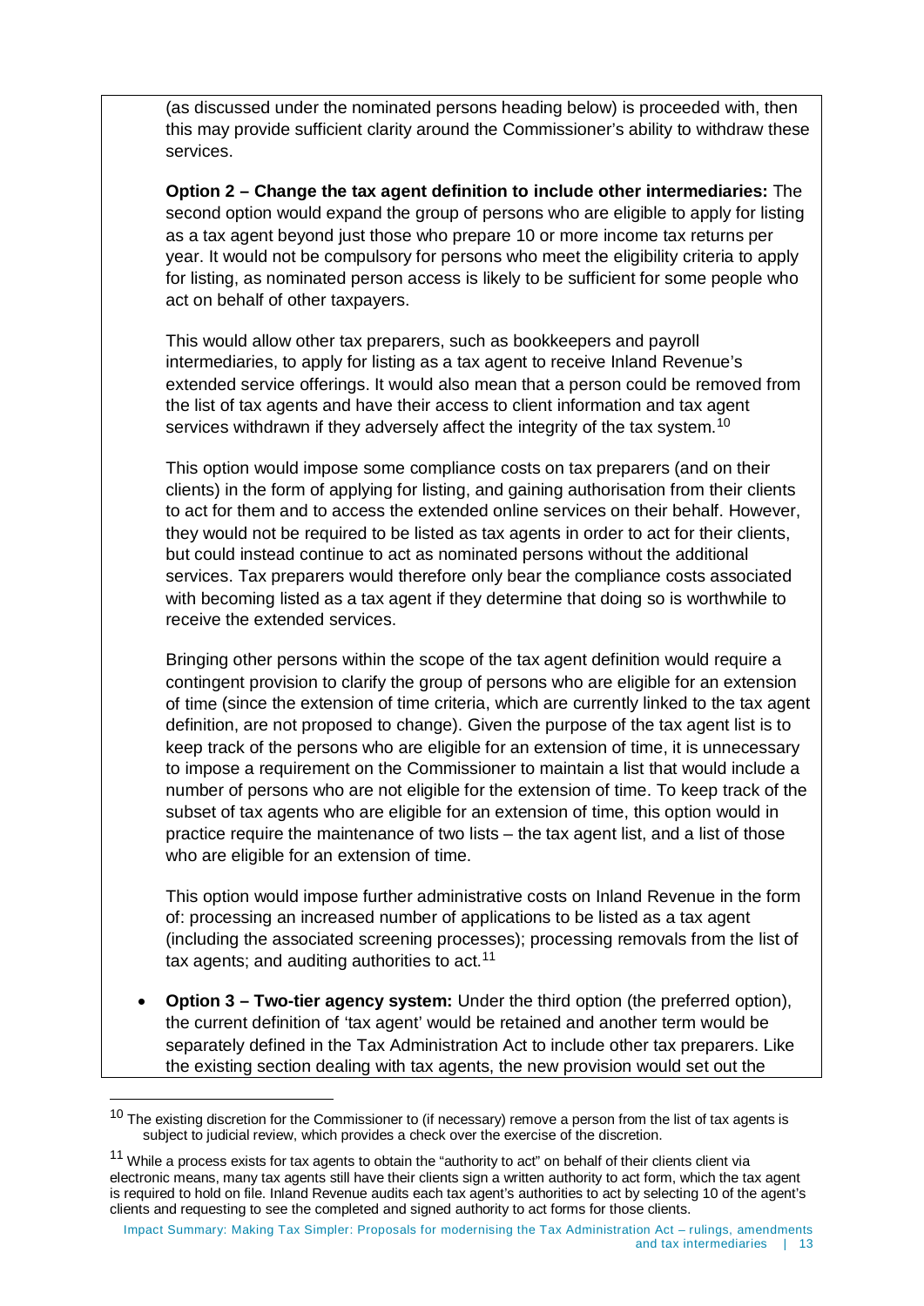(as discussed under the nominated persons heading below) is proceeded with, then this may provide sufficient clarity around the Commissioner's ability to withdraw these services.

**Option 2 – Change the tax agent definition to include other intermediaries:** The second option would expand the group of persons who are eligible to apply for listing as a tax agent beyond just those who prepare 10 or more income tax returns per year. It would not be compulsory for persons who meet the eligibility criteria to apply for listing, as nominated person access is likely to be sufficient for some people who act on behalf of other taxpayers.

This would allow other tax preparers, such as bookkeepers and payroll intermediaries, to apply for listing as a tax agent to receive Inland Revenue's extended service offerings. It would also mean that a person could be removed from the list of tax agents and have their access to client information and tax agent services withdrawn if they adversely affect the integrity of the tax system.[10]

This option would impose some compliance costs on tax preparers (and on their clients) in the form of applying for listing, and gaining authorisation from their clients to act for them and to access the extended online services on their behalf. However, they would not be required to be listed as tax agents in order to act for their clients, but could instead continue to act as nominated persons without the additional services. Tax preparers would therefore only bear the compliance costs associated with becoming listed as a tax agent if they determine that doing so is worthwhile to receive the extended services.

Bringing other persons within the scope of the tax agent definition would require a contingent provision to clarify the group of persons who are eligible for an extension of time (since the extension of time criteria, which are currently linked to the tax agent definition, are not proposed to change). Given the purpose of the tax agent list is to keep track of the persons who are eligible for an extension of time, it is unnecessary to impose a requirement on the Commissioner to maintain a list that would include a number of persons who are not eligible for the extension of time. To keep track of the subset of tax agents who are eligible for an extension of time, this option would in practice require the maintenance of two lists – the tax agent list, and a list of those who are eligible for an extension of time.

This option would impose further administrative costs on Inland Revenue in the form of: processing an increased number of applications to be listed as a tax agent (including the associated screening processes); processing removals from the list of tax agents; and auditing authorities to act.[11]

- **Option 3 – Two-tier agency system:** Under the third option (the preferred option), the current definition of 'tax agent' would be retained and another term would be separately defined in the Tax Administration Act to include other tax preparers. Like the existing section dealing with tax agents, the new provision would set out the

[10] The existing discretion for the Commissioner to (if necessary) remove a person from the list of tax agents is subject to judicial review, which provides a check over the exercise of the discretion.

[11] While a process exists for tax agents to obtain the "authority to act" on behalf of their clients client via electronic means, many tax agents still have their clients sign a written authority to act form, which the tax agent is required to hold on file. Inland Revenue audits each tax agent's authorities to act by selecting 10 of the agent's clients and requesting to see the completed and signed authority to act forms for those clients.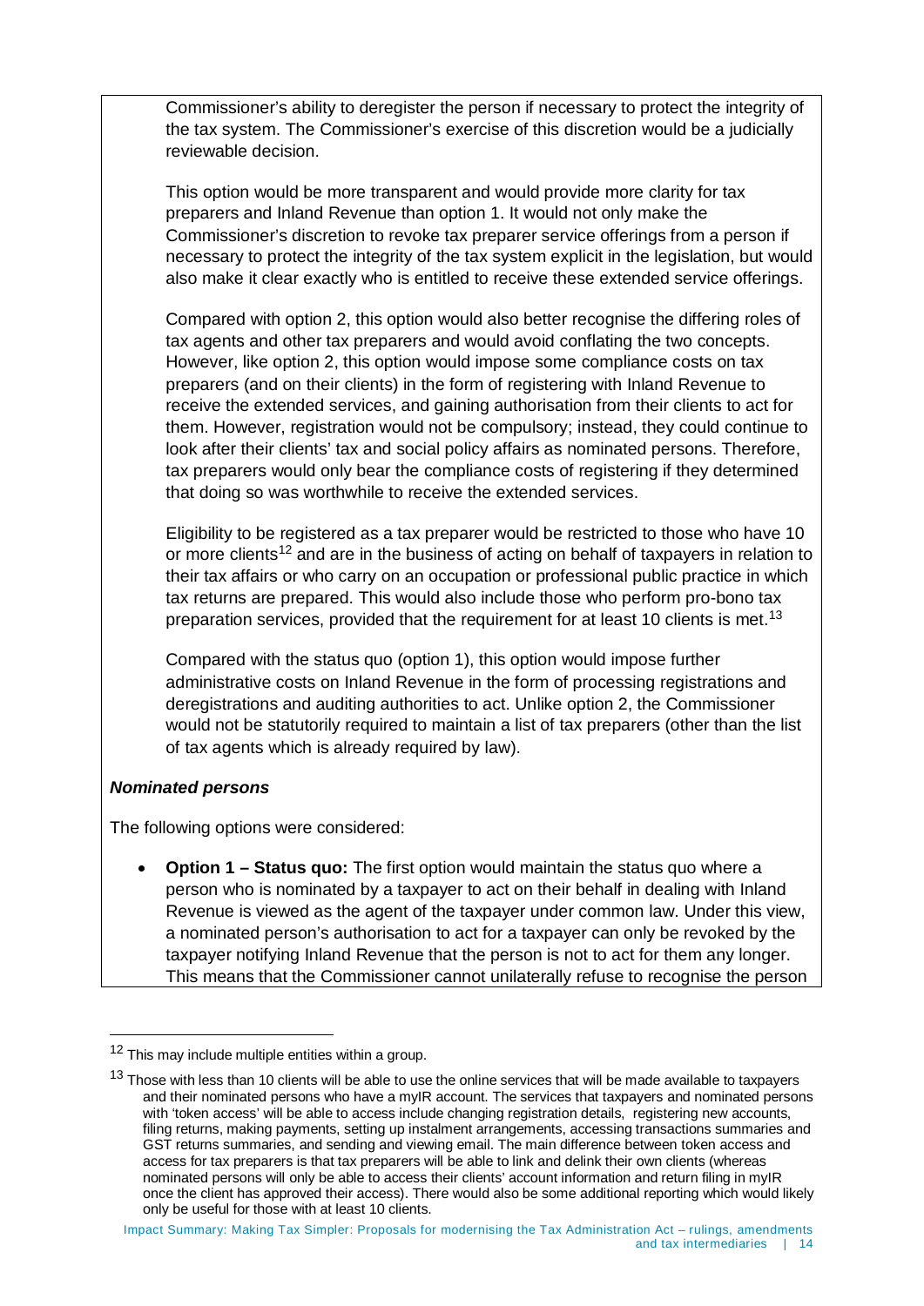Commissioner's ability to deregister the person if necessary to protect the integrity of the tax system. The Commissioner's exercise of this discretion would be a judicially reviewable decision.

This option would be more transparent and would provide more clarity for tax preparers and Inland Revenue than option 1. It would not only make the Commissioner's discretion to revoke tax preparer service offerings from a person if necessary to protect the integrity of the tax system explicit in the legislation, but would also make it clear exactly who is entitled to receive these extended service offerings.

Compared with option 2, this option would also better recognise the differing roles of tax agents and other tax preparers and would avoid conflating the two concepts. However, like option 2, this option would impose some compliance costs on tax preparers (and on their clients) in the form of registering with Inland Revenue to receive the extended services, and gaining authorisation from their clients to act for them. However, registration would not be compulsory; instead, they could continue to look after their clients' tax and social policy affairs as nominated persons. Therefore, tax preparers would only bear the compliance costs of registering if they determined that doing so was worthwhile to receive the extended services.

Eligibility to be registered as a tax preparer would be restricted to those who have 10 or more clients[12] and are in the business of acting on behalf of taxpayers in relation to their tax affairs or who carry on an occupation or professional public practice in which tax returns are prepared. This would also include those who perform pro-bono tax preparation services, provided that the requirement for at least 10 clients is met.[13]

Compared with the status quo (option 1), this option would impose further administrative costs on Inland Revenue in the form of processing registrations and deregistrations and auditing authorities to act. Unlike option 2, the Commissioner would not be statutorily required to maintain a list of tax preparers (other than the list of tax agents which is already required by law).

***Nominated persons***

The following options were considered:

- **Option 1 – Status quo:** The first option would maintain the status quo where a person who is nominated by a taxpayer to act on their behalf in dealing with Inland Revenue is viewed as the agent of the taxpayer under common law. Under this view, a nominated person's authorisation to act for a taxpayer can only be revoked by the taxpayer notifying Inland Revenue that the person is not to act for them any longer. This means that the Commissioner cannot unilaterally refuse to recognise the person

---

[12] This may include multiple entities within a group.

[13] Those with less than 10 clients will be able to use the online services that will be made available to taxpayers and their nominated persons who have a myIR account. The services that taxpayers and nominated persons with 'token access' will be able to access include changing registration details, registering new accounts, filing returns, making payments, setting up instalment arrangements, accessing transactions summaries and GST returns summaries, and sending and viewing email. The main difference between token access and access for tax preparers is that tax preparers will be able to link and delink their own clients (whereas nominated persons will only be able to access their clients' account information and return filing in myIR once the client has approved their access). There would also be some additional reporting which would likely only be useful for those with at least 10 clients.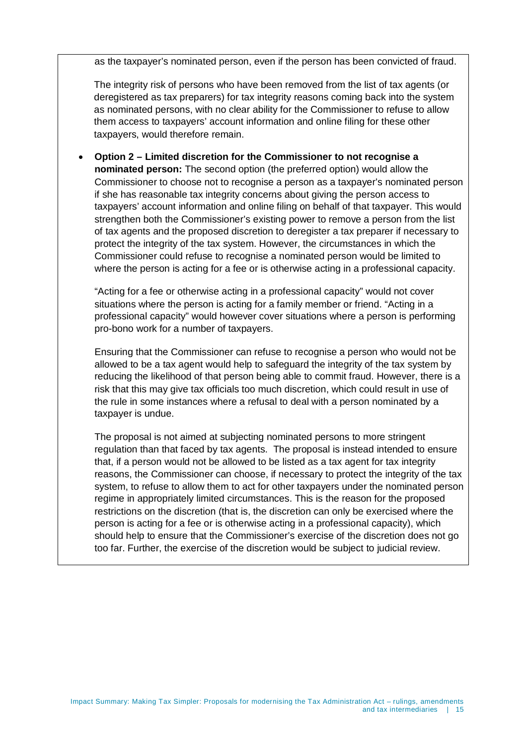as the taxpayer's nominated person, even if the person has been convicted of fraud.

The integrity risk of persons who have been removed from the list of tax agents (or deregistered as tax preparers) for tax integrity reasons coming back into the system as nominated persons, with no clear ability for the Commissioner to refuse to allow them access to taxpayers' account information and online filing for these other taxpayers, would therefore remain.

- **Option 2 – Limited discretion for the Commissioner to not recognise a nominated person:** The second option (the preferred option) would allow the Commissioner to choose not to recognise a person as a taxpayer's nominated person if she has reasonable tax integrity concerns about giving the person access to taxpayers' account information and online filing on behalf of that taxpayer. This would strengthen both the Commissioner's existing power to remove a person from the list of tax agents and the proposed discretion to deregister a tax preparer if necessary to protect the integrity of the tax system. However, the circumstances in which the Commissioner could refuse to recognise a nominated person would be limited to where the person is acting for a fee or is otherwise acting in a professional capacity.

  "Acting for a fee or otherwise acting in a professional capacity" would not cover situations where the person is acting for a family member or friend. "Acting in a professional capacity" would however cover situations where a person is performing pro-bono work for a number of taxpayers.

  Ensuring that the Commissioner can refuse to recognise a person who would not be allowed to be a tax agent would help to safeguard the integrity of the tax system by reducing the likelihood of that person being able to commit fraud. However, there is a risk that this may give tax officials too much discretion, which could result in use of the rule in some instances where a refusal to deal with a person nominated by a taxpayer is undue.

  The proposal is not aimed at subjecting nominated persons to more stringent regulation than that faced by tax agents. The proposal is instead intended to ensure that, if a person would not be allowed to be listed as a tax agent for tax integrity reasons, the Commissioner can choose, if necessary to protect the integrity of the tax system, to refuse to allow them to act for other taxpayers under the nominated person regime in appropriately limited circumstances. This is the reason for the proposed restrictions on the discretion (that is, the discretion can only be exercised where the person is acting for a fee or is otherwise acting in a professional capacity), which should help to ensure that the Commissioner's exercise of the discretion does not go too far. Further, the exercise of the discretion would be subject to judicial review.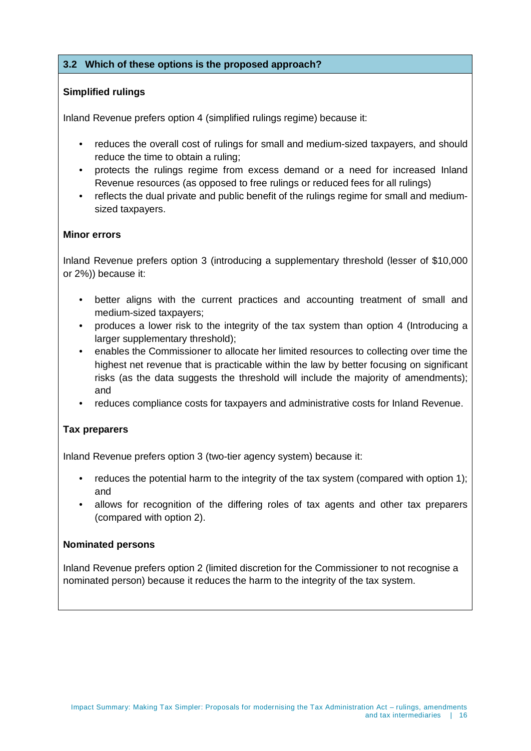## 3.2 Which of these options is the proposed approach?

**Simplified rulings**

Inland Revenue prefers option 4 (simplified rulings regime) because it:

- reduces the overall cost of rulings for small and medium-sized taxpayers, and should reduce the time to obtain a ruling;
- protects the rulings regime from excess demand or a need for increased Inland Revenue resources (as opposed to free rulings or reduced fees for all rulings)
- reflects the dual private and public benefit of the rulings regime for small and medium-sized taxpayers.

**Minor errors**

Inland Revenue prefers option 3 (introducing a supplementary threshold (lesser of $10,000 or 2%)) because it:

- better aligns with the current practices and accounting treatment of small and medium-sized taxpayers;
- produces a lower risk to the integrity of the tax system than option 4 (Introducing a larger supplementary threshold);
- enables the Commissioner to allocate her limited resources to collecting over time the highest net revenue that is practicable within the law by better focusing on significant risks (as the data suggests the threshold will include the majority of amendments); and
- reduces compliance costs for taxpayers and administrative costs for Inland Revenue.

**Tax preparers**

Inland Revenue prefers option 3 (two-tier agency system) because it:

- reduces the potential harm to the integrity of the tax system (compared with option 1); and
- allows for recognition of the differing roles of tax agents and other tax preparers (compared with option 2).

**Nominated persons**

Inland Revenue prefers option 2 (limited discretion for the Commissioner to not recognise a nominated person) because it reduces the harm to the integrity of the tax system.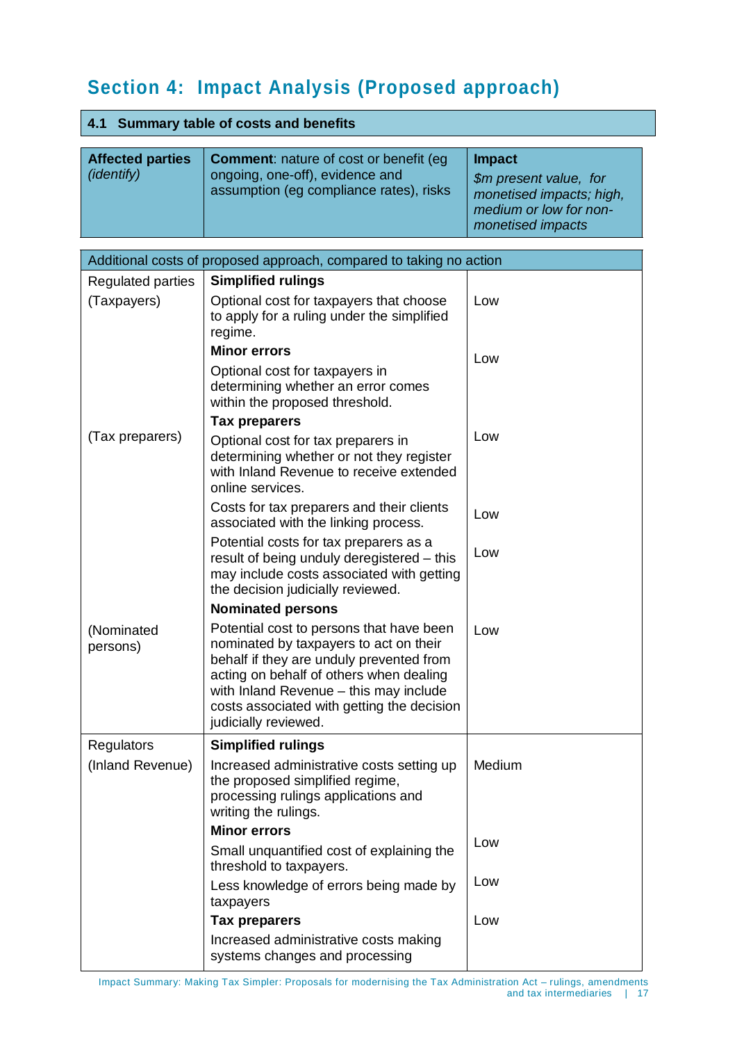## Section 4: Impact Analysis (Proposed approach)

### 4.1 Summary table of costs and benefits

| **Affected parties** *(identify)* | **Comment**: nature of cost or benefit (eg ongoing, one-off), evidence and assumption (eg compliance rates), risks | **Impact** *$m present value, for monetised impacts; high, medium or low for non-monetised impacts* |
|---|---|---|
| Additional costs of proposed approach, compared to taking no action | | |
| Regulated parties (Taxpayers) | **Simplified rulings** Optional cost for taxpayers that choose to apply for a ruling under the simplified regime. | Low |
| | **Minor errors** Optional cost for taxpayers in determining whether an error comes within the proposed threshold. | Low |
| (Tax preparers) | **Tax preparers** Optional cost for tax preparers in determining whether or not they register with Inland Revenue to receive extended online services. | Low |
| | Costs for tax preparers and their clients associated with the linking process. | Low |
| | Potential costs for tax preparers as a result of being unduly deregistered – this may include costs associated with getting the decision judicially reviewed. | Low |
| (Nominated persons) | **Nominated persons** Potential cost to persons that have been nominated by taxpayers to act on their behalf if they are unduly prevented from acting on behalf of others when dealing with Inland Revenue – this may include costs associated with getting the decision judicially reviewed. | Low |
| Regulators (Inland Revenue) | **Simplified rulings** Increased administrative costs setting up the proposed simplified regime, processing rulings applications and writing the rulings. | Medium |
| | **Minor errors** Small unquantified cost of explaining the threshold to taxpayers. | Low |
| | Less knowledge of errors being made by taxpayers | Low |
| | **Tax preparers** Increased administrative costs making systems changes and processing | Low |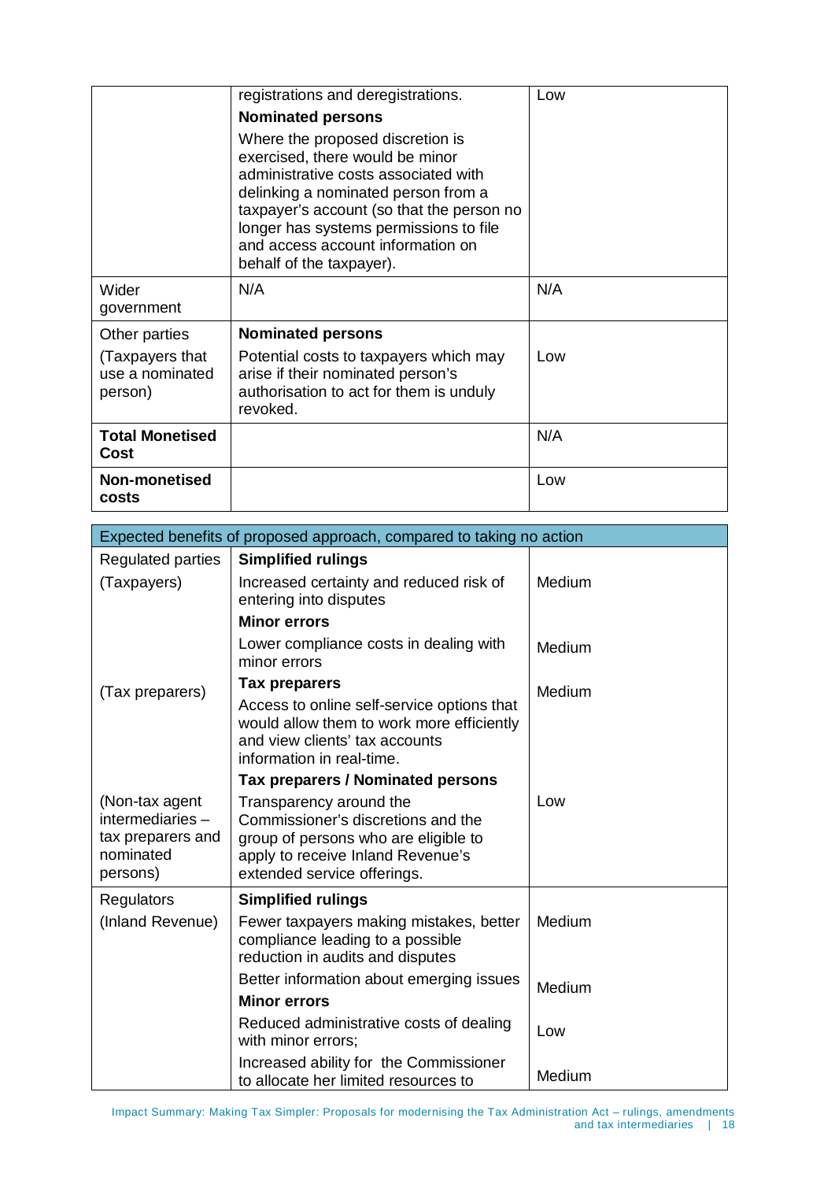| | | |
|---|---|---|
| | registrations and deregistrations.<br>**Nominated persons**<br>Where the proposed discretion is exercised, there would be minor administrative costs associated with delinking a nominated person from a taxpayer's account (so that the person no longer has systems permissions to file and access account information on behalf of the taxpayer). | Low |
| Wider government | N/A | N/A |
| Other parties<br>(Taxpayers that use a nominated person) | **Nominated persons**<br>Potential costs to taxpayers which may arise if their nominated person's authorisation to act for them is unduly revoked. | Low |
| **Total Monetised Cost** | | N/A |
| **Non-monetised costs** | | Low |

| Expected benefits of proposed approach, compared to taking no action | | |
|---|---|---|
| Regulated parties<br>(Taxpayers) | **Simplified rulings**<br>Increased certainty and reduced risk of entering into disputes | Medium |
| | **Minor errors**<br>Lower compliance costs in dealing with minor errors | Medium |
| (Tax preparers) | **Tax preparers**<br>Access to online self-service options that would allow them to work more efficiently and view clients' tax accounts information in real-time. | Medium |
| (Non-tax agent intermediaries – tax preparers and nominated persons) | **Tax preparers / Nominated persons**<br>Transparency around the Commissioner's discretions and the group of persons who are eligible to apply to receive Inland Revenue's extended service offerings. | Low |
| Regulators<br>(Inland Revenue) | **Simplified rulings**<br>Fewer taxpayers making mistakes, better compliance leading to a possible reduction in audits and disputes | Medium |
| | Better information about emerging issues | Medium |
| | **Minor errors**<br>Reduced administrative costs of dealing with minor errors; | Low |
| | Increased ability for the Commissioner to allocate her limited resources to | Medium |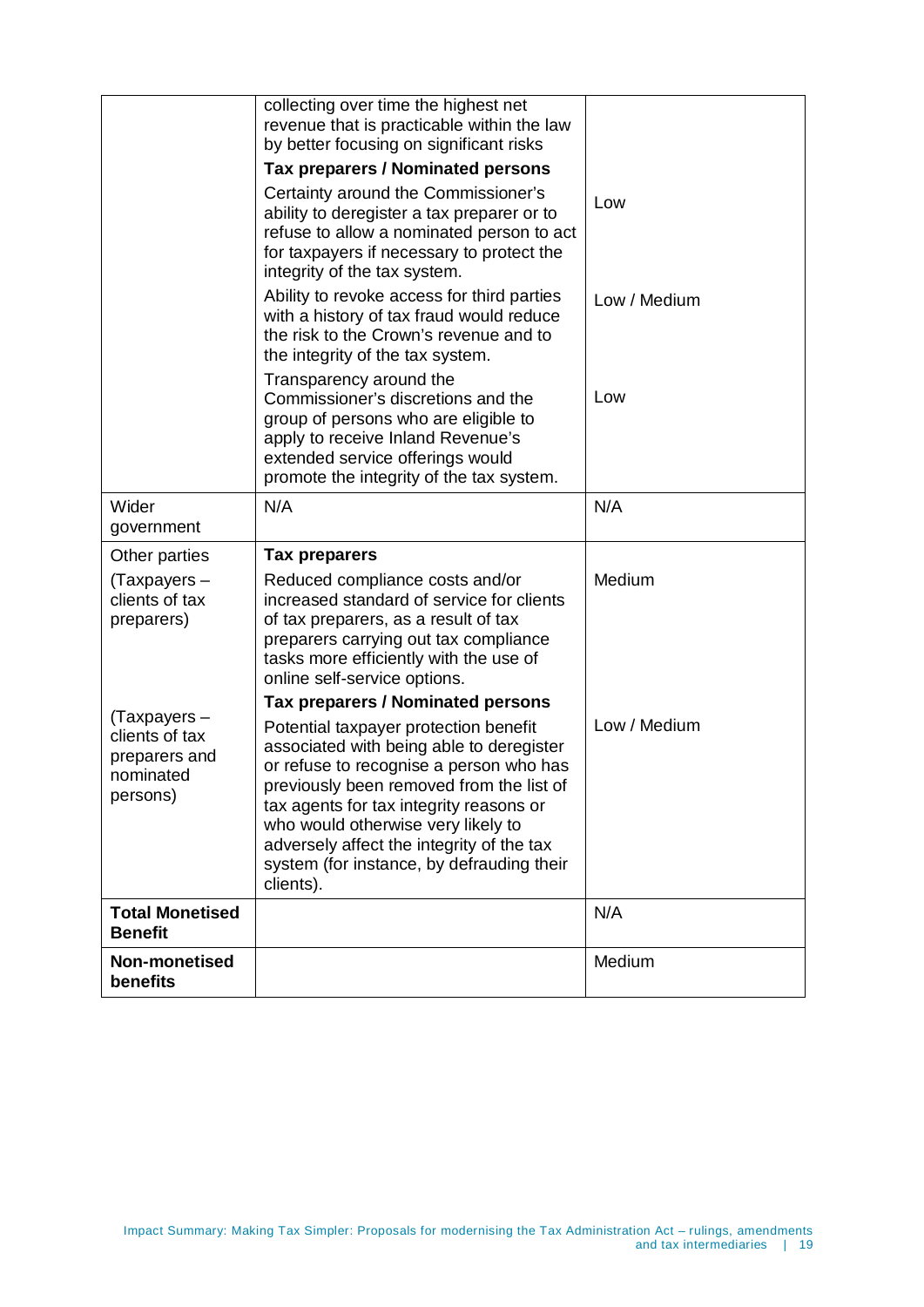| | | |
|---|---|---|
| | collecting over time the highest net revenue that is practicable within the law by better focusing on significant risks | |
| | **Tax preparers / Nominated persons** | |
| | Certainty around the Commissioner's ability to deregister a tax preparer or to refuse to allow a nominated person to act for taxpayers if necessary to protect the integrity of the tax system. | Low |
| | Ability to revoke access for third parties with a history of tax fraud would reduce the risk to the Crown's revenue and to the integrity of the tax system. | Low / Medium |
| | Transparency around the Commissioner's discretions and the group of persons who are eligible to apply to receive Inland Revenue's extended service offerings would promote the integrity of the tax system. | Low |
| Wider government | N/A | N/A |
| Other parties | **Tax preparers** | |
| (Taxpayers – clients of tax preparers) | Reduced compliance costs and/or increased standard of service for clients of tax preparers, as a result of tax preparers carrying out tax compliance tasks more efficiently with the use of online self-service options. | Medium |
| | **Tax preparers / Nominated persons** | |
| (Taxpayers – clients of tax preparers and nominated persons) | Potential taxpayer protection benefit associated with being able to deregister or refuse to recognise a person who has previously been removed from the list of tax agents for tax integrity reasons or who would otherwise very likely to adversely affect the integrity of the tax system (for instance, by defrauding their clients). | Low / Medium |
| **Total Monetised Benefit** | | N/A |
| **Non-monetised benefits** | | Medium |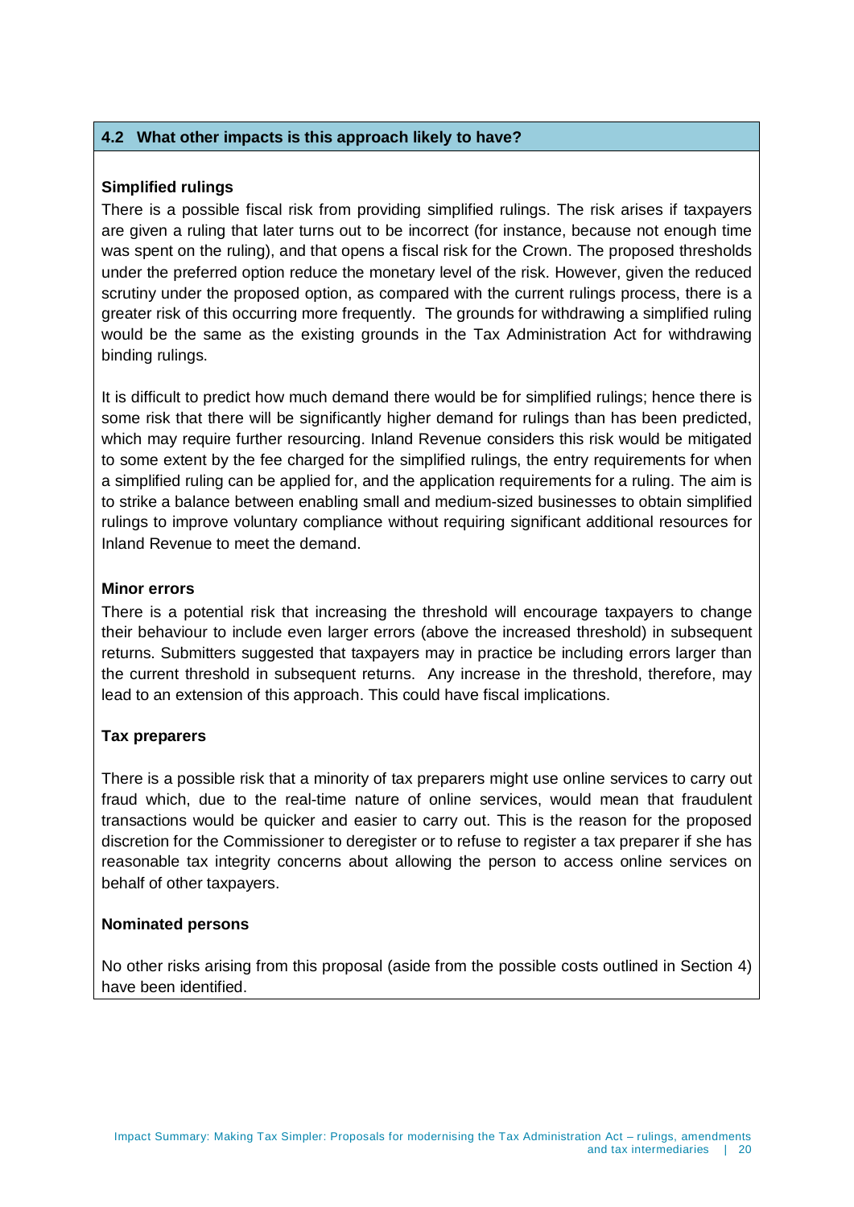### 4.2 What other impacts is this approach likely to have?

**Simplified rulings**

There is a possible fiscal risk from providing simplified rulings. The risk arises if taxpayers are given a ruling that later turns out to be incorrect (for instance, because not enough time was spent on the ruling), and that opens a fiscal risk for the Crown. The proposed thresholds under the preferred option reduce the monetary level of the risk. However, given the reduced scrutiny under the proposed option, as compared with the current rulings process, there is a greater risk of this occurring more frequently. The grounds for withdrawing a simplified ruling would be the same as the existing grounds in the Tax Administration Act for withdrawing binding rulings.

It is difficult to predict how much demand there would be for simplified rulings; hence there is some risk that there will be significantly higher demand for rulings than has been predicted, which may require further resourcing. Inland Revenue considers this risk would be mitigated to some extent by the fee charged for the simplified rulings, the entry requirements for when a simplified ruling can be applied for, and the application requirements for a ruling. The aim is to strike a balance between enabling small and medium-sized businesses to obtain simplified rulings to improve voluntary compliance without requiring significant additional resources for Inland Revenue to meet the demand.

**Minor errors**

There is a potential risk that increasing the threshold will encourage taxpayers to change their behaviour to include even larger errors (above the increased threshold) in subsequent returns. Submitters suggested that taxpayers may in practice be including errors larger than the current threshold in subsequent returns. Any increase in the threshold, therefore, may lead to an extension of this approach. This could have fiscal implications.

**Tax preparers**

There is a possible risk that a minority of tax preparers might use online services to carry out fraud which, due to the real-time nature of online services, would mean that fraudulent transactions would be quicker and easier to carry out. This is the reason for the proposed discretion for the Commissioner to deregister or to refuse to register a tax preparer if she has reasonable tax integrity concerns about allowing the person to access online services on behalf of other taxpayers.

**Nominated persons**

No other risks arising from this proposal (aside from the possible costs outlined in Section 4) have been identified.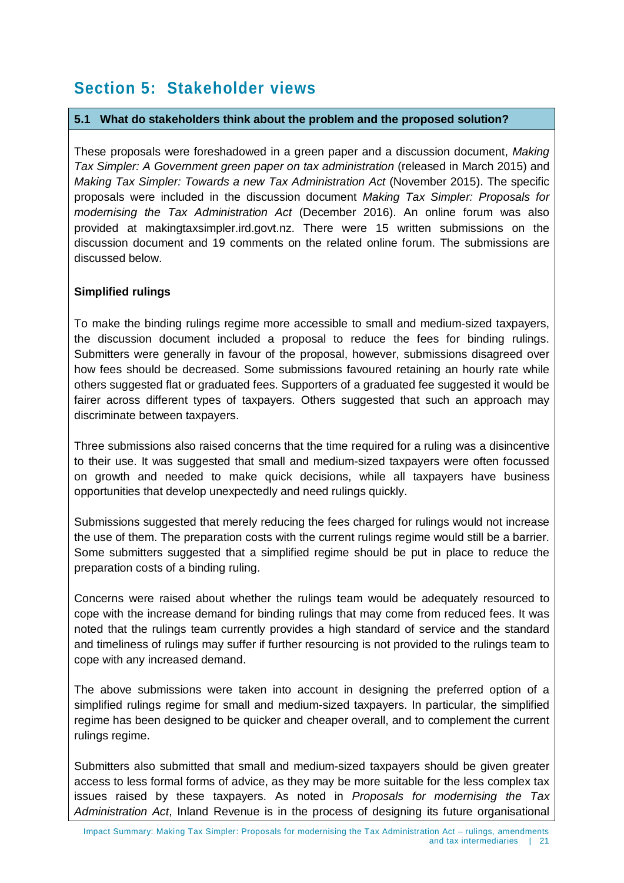## Section 5: Stakeholder views

### 5.1 What do stakeholders think about the problem and the proposed solution?

These proposals were foreshadowed in a green paper and a discussion document, *Making Tax Simpler: A Government green paper on tax administration* (released in March 2015) and *Making Tax Simpler: Towards a new Tax Administration Act* (November 2015). The specific proposals were included in the discussion document *Making Tax Simpler: Proposals for modernising the Tax Administration Act* (December 2016). An online forum was also provided at makingtaxsimpler.ird.govt.nz. There were 15 written submissions on the discussion document and 19 comments on the related online forum. The submissions are discussed below.

**Simplified rulings**

To make the binding rulings regime more accessible to small and medium-sized taxpayers, the discussion document included a proposal to reduce the fees for binding rulings. Submitters were generally in favour of the proposal, however, submissions disagreed over how fees should be decreased. Some submissions favoured retaining an hourly rate while others suggested flat or graduated fees. Supporters of a graduated fee suggested it would be fairer across different types of taxpayers. Others suggested that such an approach may discriminate between taxpayers.

Three submissions also raised concerns that the time required for a ruling was a disincentive to their use. It was suggested that small and medium-sized taxpayers were often focussed on growth and needed to make quick decisions, while all taxpayers have business opportunities that develop unexpectedly and need rulings quickly.

Submissions suggested that merely reducing the fees charged for rulings would not increase the use of them. The preparation costs with the current rulings regime would still be a barrier. Some submitters suggested that a simplified regime should be put in place to reduce the preparation costs of a binding ruling.

Concerns were raised about whether the rulings team would be adequately resourced to cope with the increase demand for binding rulings that may come from reduced fees. It was noted that the rulings team currently provides a high standard of service and the standard and timeliness of rulings may suffer if further resourcing is not provided to the rulings team to cope with any increased demand.

The above submissions were taken into account in designing the preferred option of a simplified rulings regime for small and medium-sized taxpayers. In particular, the simplified regime has been designed to be quicker and cheaper overall, and to complement the current rulings regime.

Submitters also submitted that small and medium-sized taxpayers should be given greater access to less formal forms of advice, as they may be more suitable for the less complex tax issues raised by these taxpayers. As noted in *Proposals for modernising the Tax Administration Act*, Inland Revenue is in the process of designing its future organisational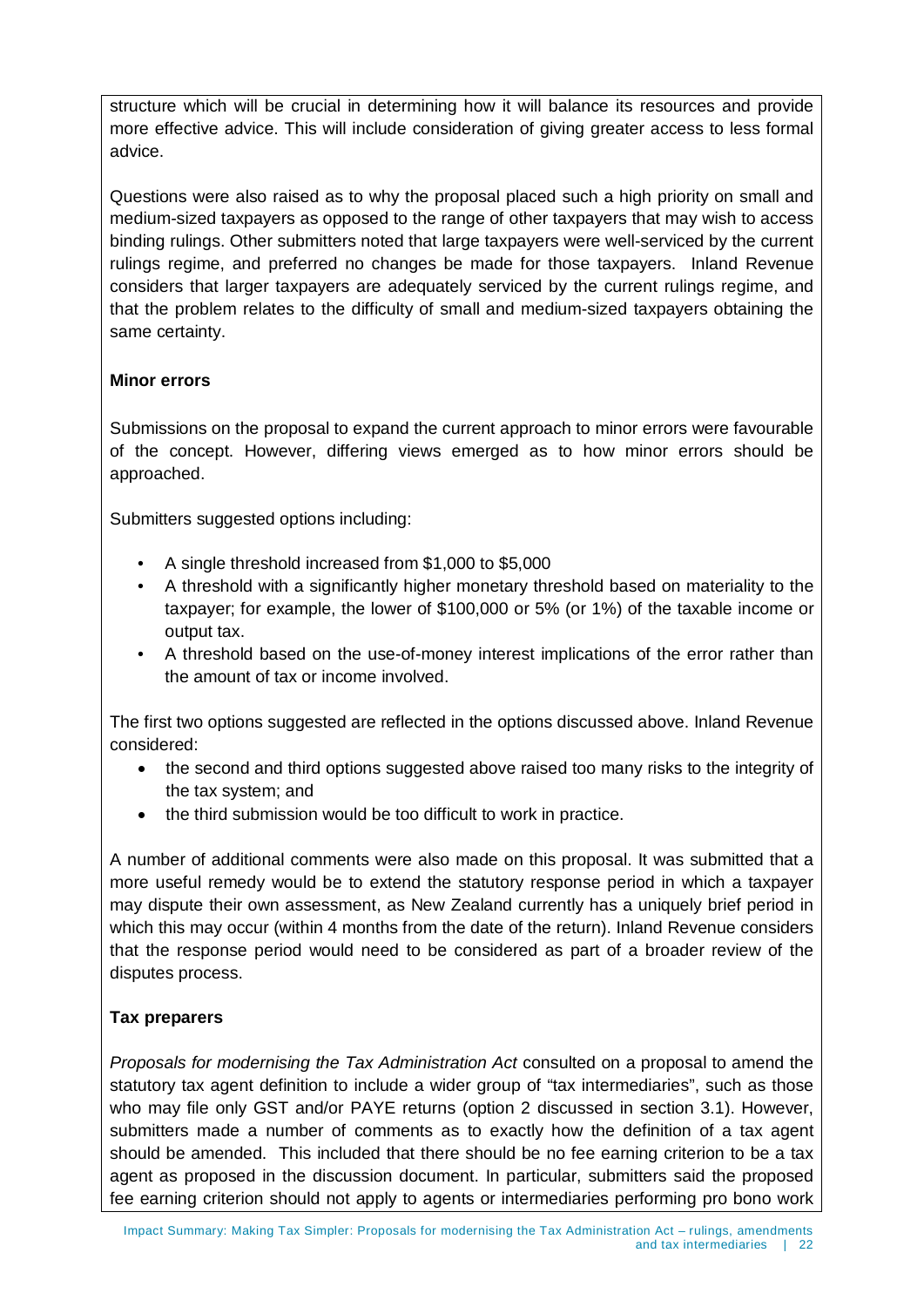structure which will be crucial in determining how it will balance its resources and provide more effective advice. This will include consideration of giving greater access to less formal advice.

Questions were also raised as to why the proposal placed such a high priority on small and medium-sized taxpayers as opposed to the range of other taxpayers that may wish to access binding rulings. Other submitters noted that large taxpayers were well-serviced by the current rulings regime, and preferred no changes be made for those taxpayers. Inland Revenue considers that larger taxpayers are adequately serviced by the current rulings regime, and that the problem relates to the difficulty of small and medium-sized taxpayers obtaining the same certainty.

**Minor errors**

Submissions on the proposal to expand the current approach to minor errors were favourable of the concept. However, differing views emerged as to how minor errors should be approached.

Submitters suggested options including:

- A single threshold increased from $1,000 to $5,000
- A threshold with a significantly higher monetary threshold based on materiality to the taxpayer; for example, the lower of $100,000 or 5% (or 1%) of the taxable income or output tax.
- A threshold based on the use-of-money interest implications of the error rather than the amount of tax or income involved.

The first two options suggested are reflected in the options discussed above. Inland Revenue considered:

- the second and third options suggested above raised too many risks to the integrity of the tax system; and
- the third submission would be too difficult to work in practice.

A number of additional comments were also made on this proposal. It was submitted that a more useful remedy would be to extend the statutory response period in which a taxpayer may dispute their own assessment, as New Zealand currently has a uniquely brief period in which this may occur (within 4 months from the date of the return). Inland Revenue considers that the response period would need to be considered as part of a broader review of the disputes process.

**Tax preparers**

*Proposals for modernising the Tax Administration Act* consulted on a proposal to amend the statutory tax agent definition to include a wider group of "tax intermediaries", such as those who may file only GST and/or PAYE returns (option 2 discussed in section 3.1). However, submitters made a number of comments as to exactly how the definition of a tax agent should be amended. This included that there should be no fee earning criterion to be a tax agent as proposed in the discussion document. In particular, submitters said the proposed fee earning criterion should not apply to agents or intermediaries performing pro bono work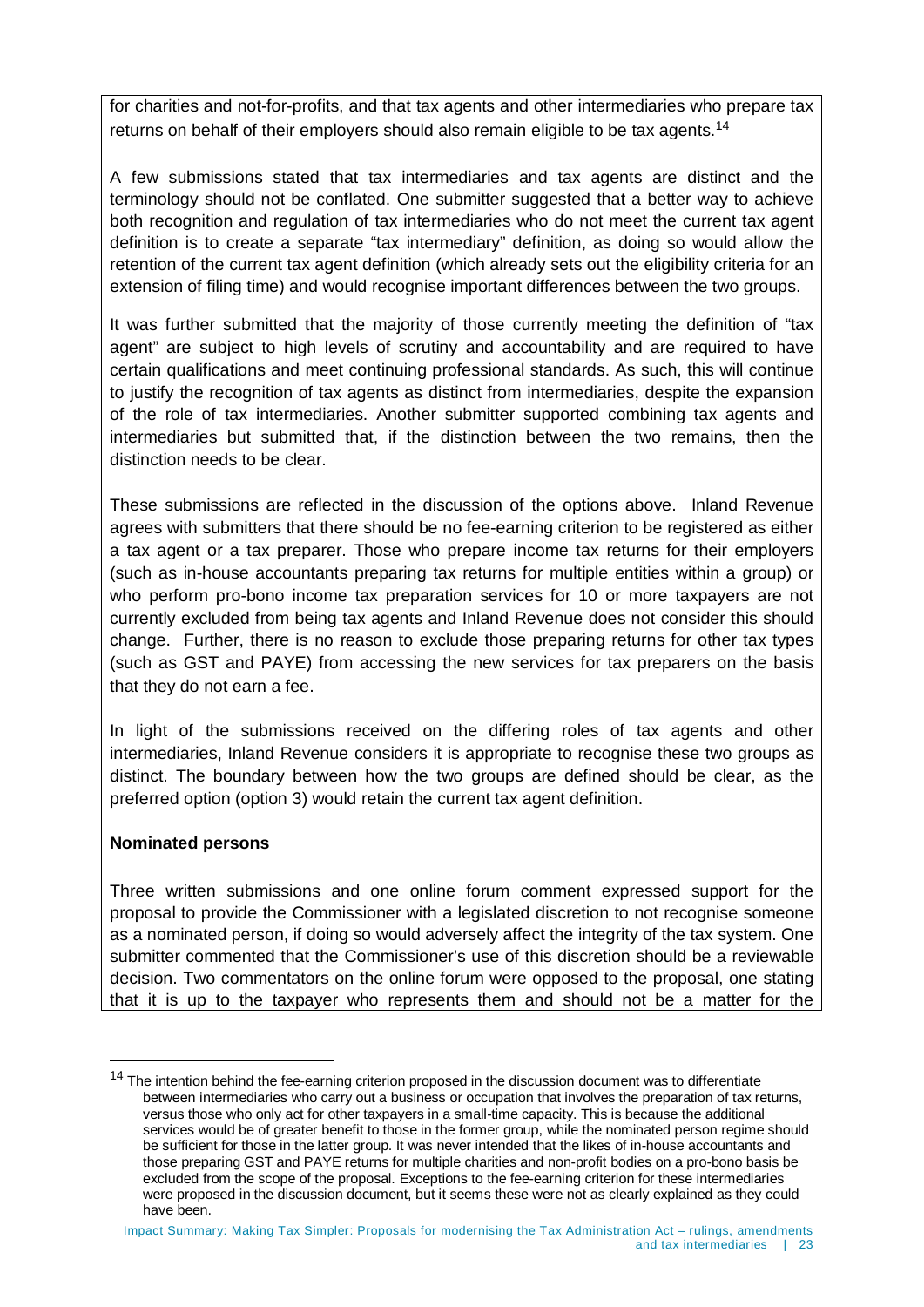for charities and not-for-profits, and that tax agents and other intermediaries who prepare tax returns on behalf of their employers should also remain eligible to be tax agents.[14]

A few submissions stated that tax intermediaries and tax agents are distinct and the terminology should not be conflated. One submitter suggested that a better way to achieve both recognition and regulation of tax intermediaries who do not meet the current tax agent definition is to create a separate "tax intermediary" definition, as doing so would allow the retention of the current tax agent definition (which already sets out the eligibility criteria for an extension of filing time) and would recognise important differences between the two groups.

It was further submitted that the majority of those currently meeting the definition of "tax agent" are subject to high levels of scrutiny and accountability and are required to have certain qualifications and meet continuing professional standards. As such, this will continue to justify the recognition of tax agents as distinct from intermediaries, despite the expansion of the role of tax intermediaries. Another submitter supported combining tax agents and intermediaries but submitted that, if the distinction between the two remains, then the distinction needs to be clear.

These submissions are reflected in the discussion of the options above. Inland Revenue agrees with submitters that there should be no fee-earning criterion to be registered as either a tax agent or a tax preparer. Those who prepare income tax returns for their employers (such as in-house accountants preparing tax returns for multiple entities within a group) or who perform pro-bono income tax preparation services for 10 or more taxpayers are not currently excluded from being tax agents and Inland Revenue does not consider this should change. Further, there is no reason to exclude those preparing returns for other tax types (such as GST and PAYE) from accessing the new services for tax preparers on the basis that they do not earn a fee.

In light of the submissions received on the differing roles of tax agents and other intermediaries, Inland Revenue considers it is appropriate to recognise these two groups as distinct. The boundary between how the two groups are defined should be clear, as the preferred option (option 3) would retain the current tax agent definition.

**Nominated persons**

Three written submissions and one online forum comment expressed support for the proposal to provide the Commissioner with a legislated discretion to not recognise someone as a nominated person, if doing so would adversely affect the integrity of the tax system. One submitter commented that the Commissioner's use of this discretion should be a reviewable decision. Two commentators on the online forum were opposed to the proposal, one stating that it is up to the taxpayer who represents them and should not be a matter for the

---

[14] The intention behind the fee-earning criterion proposed in the discussion document was to differentiate between intermediaries who carry out a business or occupation that involves the preparation of tax returns, versus those who only act for other taxpayers in a small-time capacity. This is because the additional services would be of greater benefit to those in the former group, while the nominated person regime should be sufficient for those in the latter group. It was never intended that the likes of in-house accountants and those preparing GST and PAYE returns for multiple charities and non-profit bodies on a pro-bono basis be excluded from the scope of the proposal. Exceptions to the fee-earning criterion for these intermediaries were proposed in the discussion document, but it seems these were not as clearly explained as they could have been.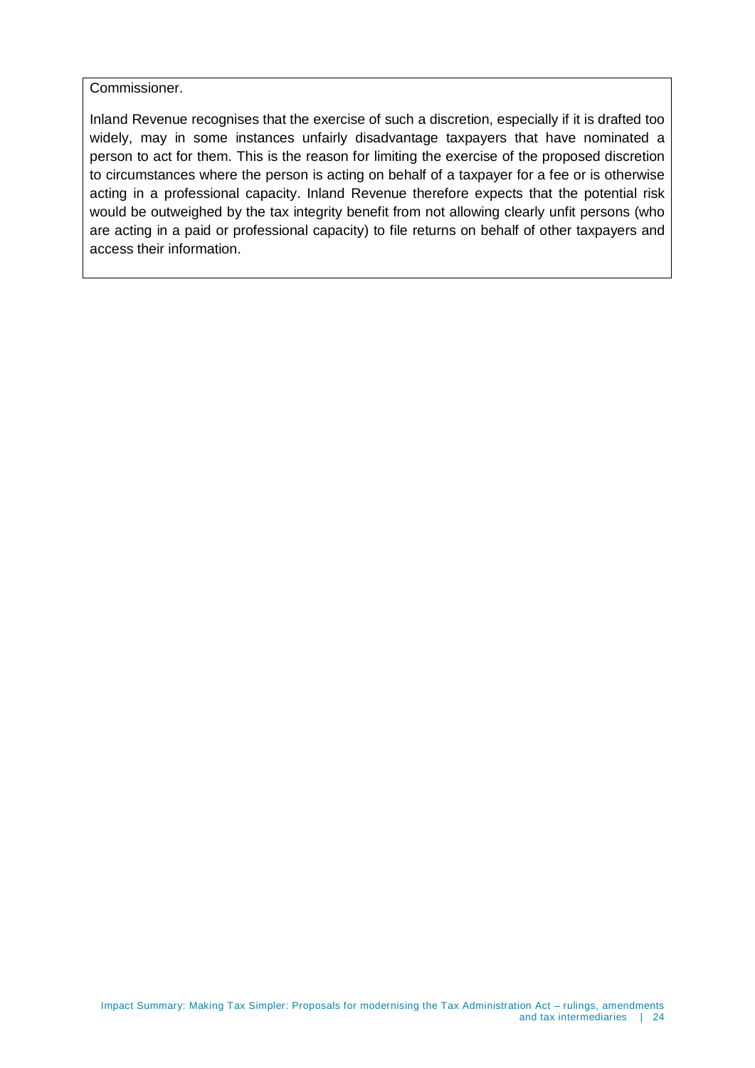Commissioner.

Inland Revenue recognises that the exercise of such a discretion, especially if it is drafted too widely, may in some instances unfairly disadvantage taxpayers that have nominated a person to act for them. This is the reason for limiting the exercise of the proposed discretion to circumstances where the person is acting on behalf of a taxpayer for a fee or is otherwise acting in a professional capacity. Inland Revenue therefore expects that the potential risk would be outweighed by the tax integrity benefit from not allowing clearly unfit persons (who are acting in a paid or professional capacity) to file returns on behalf of other taxpayers and access their information.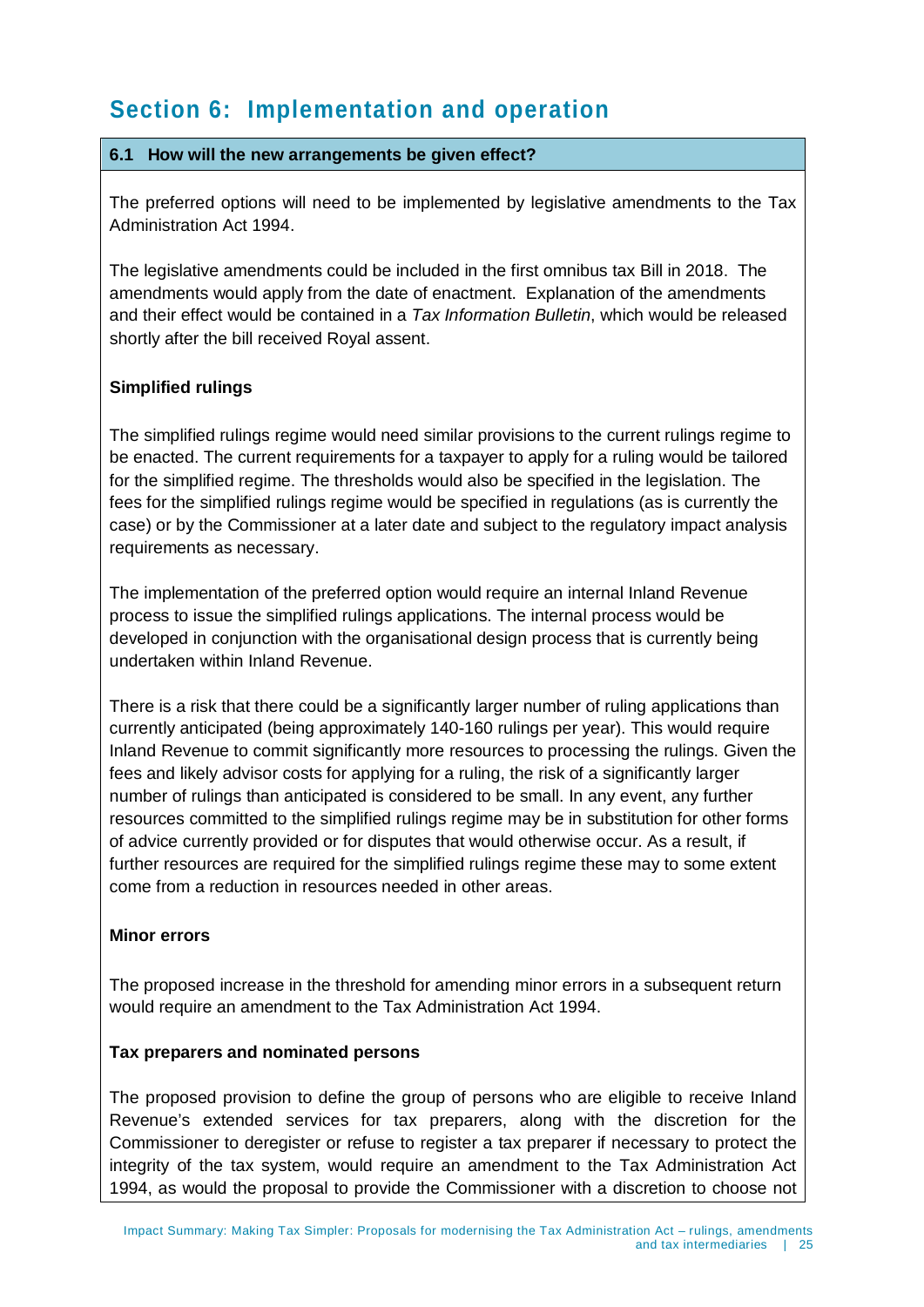# Section 6: Implementation and operation

### 6.1 How will the new arrangements be given effect?

The preferred options will need to be implemented by legislative amendments to the Tax Administration Act 1994.

The legislative amendments could be included in the first omnibus tax Bill in 2018. The amendments would apply from the date of enactment. Explanation of the amendments and their effect would be contained in a *Tax Information Bulletin*, which would be released shortly after the bill received Royal assent.

**Simplified rulings**

The simplified rulings regime would need similar provisions to the current rulings regime to be enacted. The current requirements for a taxpayer to apply for a ruling would be tailored for the simplified regime. The thresholds would also be specified in the legislation. The fees for the simplified rulings regime would be specified in regulations (as is currently the case) or by the Commissioner at a later date and subject to the regulatory impact analysis requirements as necessary.

The implementation of the preferred option would require an internal Inland Revenue process to issue the simplified rulings applications. The internal process would be developed in conjunction with the organisational design process that is currently being undertaken within Inland Revenue.

There is a risk that there could be a significantly larger number of ruling applications than currently anticipated (being approximately 140-160 rulings per year). This would require Inland Revenue to commit significantly more resources to processing the rulings. Given the fees and likely advisor costs for applying for a ruling, the risk of a significantly larger number of rulings than anticipated is considered to be small. In any event, any further resources committed to the simplified rulings regime may be in substitution for other forms of advice currently provided or for disputes that would otherwise occur. As a result, if further resources are required for the simplified rulings regime these may to some extent come from a reduction in resources needed in other areas.

**Minor errors**

The proposed increase in the threshold for amending minor errors in a subsequent return would require an amendment to the Tax Administration Act 1994.

**Tax preparers and nominated persons**

The proposed provision to define the group of persons who are eligible to receive Inland Revenue's extended services for tax preparers, along with the discretion for the Commissioner to deregister or refuse to register a tax preparer if necessary to protect the integrity of the tax system, would require an amendment to the Tax Administration Act 1994, as would the proposal to provide the Commissioner with a discretion to choose not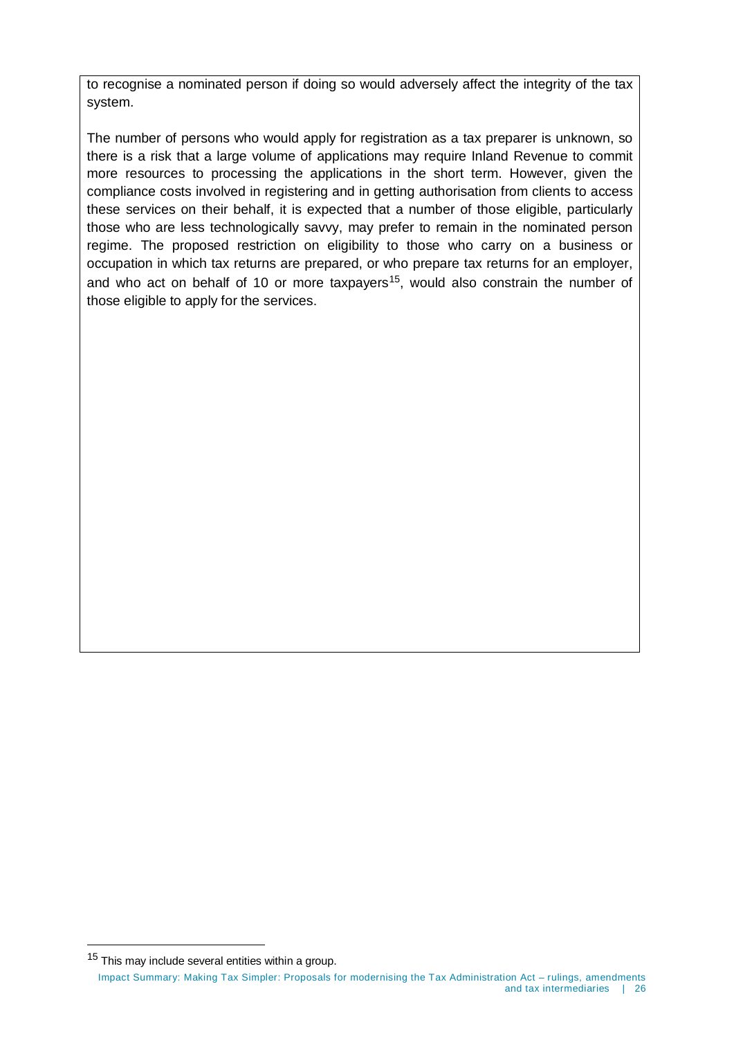to recognise a nominated person if doing so would adversely affect the integrity of the tax system.

The number of persons who would apply for registration as a tax preparer is unknown, so there is a risk that a large volume of applications may require Inland Revenue to commit more resources to processing the applications in the short term. However, given the compliance costs involved in registering and in getting authorisation from clients to access these services on their behalf, it is expected that a number of those eligible, particularly those who are less technologically savvy, may prefer to remain in the nominated person regime. The proposed restriction on eligibility to those who carry on a business or occupation in which tax returns are prepared, or who prepare tax returns for an employer, and who act on behalf of 10 or more taxpayers[15], would also constrain the number of those eligible to apply for the services.

[15] This may include several entities within a group.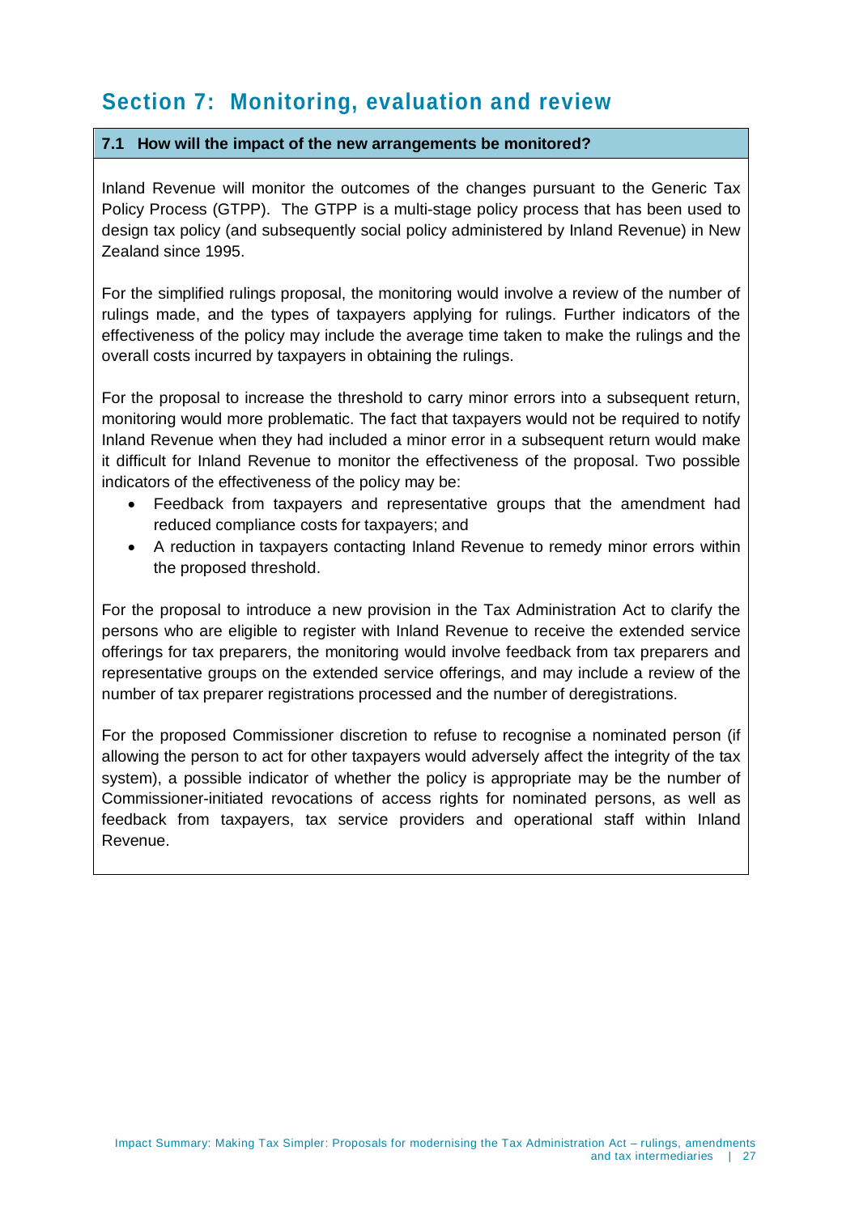# Section 7: Monitoring, evaluation and review

### 7.1 How will the impact of the new arrangements be monitored?

Inland Revenue will monitor the outcomes of the changes pursuant to the Generic Tax Policy Process (GTPP). The GTPP is a multi-stage policy process that has been used to design tax policy (and subsequently social policy administered by Inland Revenue) in New Zealand since 1995.

For the simplified rulings proposal, the monitoring would involve a review of the number of rulings made, and the types of taxpayers applying for rulings. Further indicators of the effectiveness of the policy may include the average time taken to make the rulings and the overall costs incurred by taxpayers in obtaining the rulings.

For the proposal to increase the threshold to carry minor errors into a subsequent return, monitoring would more problematic. The fact that taxpayers would not be required to notify Inland Revenue when they had included a minor error in a subsequent return would make it difficult for Inland Revenue to monitor the effectiveness of the proposal. Two possible indicators of the effectiveness of the policy may be:

- Feedback from taxpayers and representative groups that the amendment had reduced compliance costs for taxpayers; and
- A reduction in taxpayers contacting Inland Revenue to remedy minor errors within the proposed threshold.

For the proposal to introduce a new provision in the Tax Administration Act to clarify the persons who are eligible to register with Inland Revenue to receive the extended service offerings for tax preparers, the monitoring would involve feedback from tax preparers and representative groups on the extended service offerings, and may include a review of the number of tax preparer registrations processed and the number of deregistrations.

For the proposed Commissioner discretion to refuse to recognise a nominated person (if allowing the person to act for other taxpayers would adversely affect the integrity of the tax system), a possible indicator of whether the policy is appropriate may be the number of Commissioner-initiated revocations of access rights for nominated persons, as well as feedback from taxpayers, tax service providers and operational staff within Inland Revenue.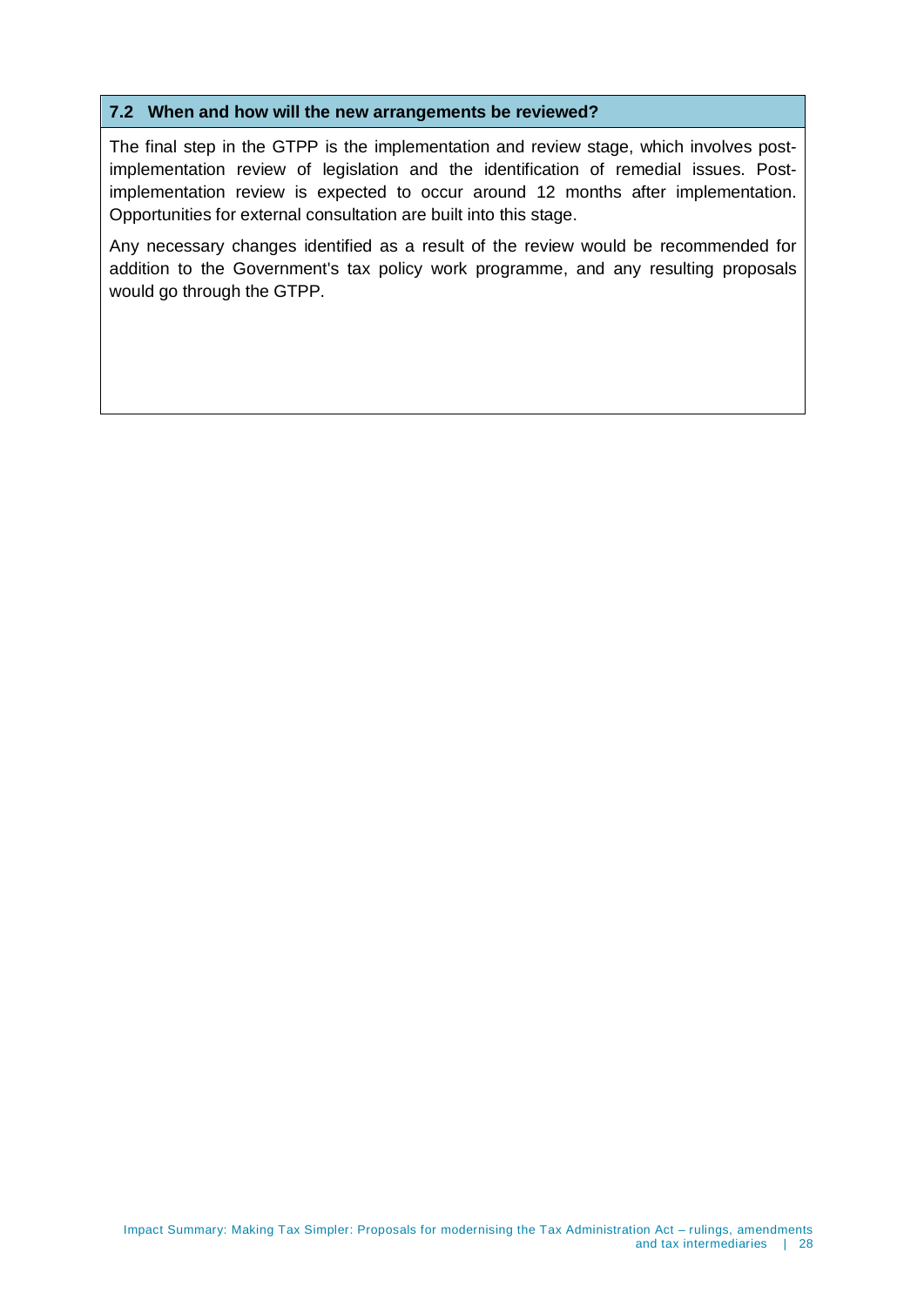### 7.2 When and how will the new arrangements be reviewed?

The final step in the GTPP is the implementation and review stage, which involves post-implementation review of legislation and the identification of remedial issues. Post-implementation review is expected to occur around 12 months after implementation. Opportunities for external consultation are built into this stage.

Any necessary changes identified as a result of the review would be recommended for addition to the Government's tax policy work programme, and any resulting proposals would go through the GTPP.